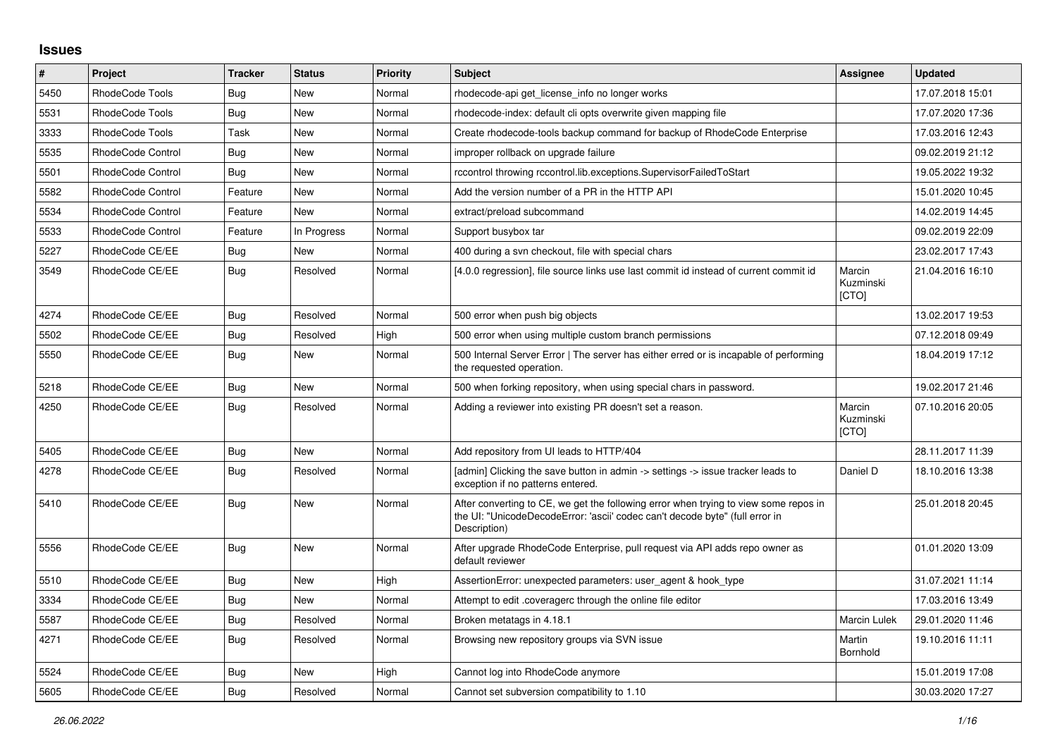## Issues

| # | Project | Tracker | Status | Priority | Subject | Assignee | Updated |
|---|---|---|---|---|---|---|---|
| 5450 | RhodeCode Tools | Bug | New | Normal | rhodecode-api get_license_info no longer works | | 17.07.2018 15:01 |
| 5531 | RhodeCode Tools | Bug | New | Normal | rhodecode-index: default cli opts overwrite given mapping file | | 17.07.2020 17:36 |
| 3333 | RhodeCode Tools | Task | New | Normal | Create rhodecode-tools backup command for backup of RhodeCode Enterprise | | 17.03.2016 12:43 |
| 5535 | RhodeCode Control | Bug | New | Normal | improper rollback on upgrade failure | | 09.02.2019 21:12 |
| 5501 | RhodeCode Control | Bug | New | Normal | rccontrol throwing rccontrol.lib.exceptions.SupervisorFailedToStart | | 19.05.2022 19:32 |
| 5582 | RhodeCode Control | Feature | New | Normal | Add the version number of a PR in the HTTP API | | 15.01.2020 10:45 |
| 5534 | RhodeCode Control | Feature | New | Normal | extract/preload subcommand | | 14.02.2019 14:45 |
| 5533 | RhodeCode Control | Feature | In Progress | Normal | Support busybox tar | | 09.02.2019 22:09 |
| 5227 | RhodeCode CE/EE | Bug | New | Normal | 400 during a svn checkout, file with special chars | | 23.02.2017 17:43 |
| 3549 | RhodeCode CE/EE | Bug | Resolved | Normal | [4.0.0 regression], file source links use last commit id instead of current commit id | Marcin Kuzminski [CTO] | 21.04.2016 16:10 |
| 4274 | RhodeCode CE/EE | Bug | Resolved | Normal | 500 error when push big objects | | 13.02.2017 19:53 |
| 5502 | RhodeCode CE/EE | Bug | Resolved | High | 500 error when using multiple custom branch permissions | | 07.12.2018 09:49 |
| 5550 | RhodeCode CE/EE | Bug | New | Normal | 500 Internal Server Error \| The server has either erred or is incapable of performing the requested operation. | | 18.04.2019 17:12 |
| 5218 | RhodeCode CE/EE | Bug | New | Normal | 500 when forking repository, when using special chars in password. | | 19.02.2017 21:46 |
| 4250 | RhodeCode CE/EE | Bug | Resolved | Normal | Adding a reviewer into existing PR doesn't set a reason. | Marcin Kuzminski [CTO] | 07.10.2016 20:05 |
| 5405 | RhodeCode CE/EE | Bug | New | Normal | Add repository from UI leads to HTTP/404 | | 28.11.2017 11:39 |
| 4278 | RhodeCode CE/EE | Bug | Resolved | Normal | [admin] Clicking the save button in admin -> settings -> issue tracker leads to exception if no patterns entered. | Daniel D | 18.10.2016 13:38 |
| 5410 | RhodeCode CE/EE | Bug | New | Normal | After converting to CE, we get the following error when trying to view some repos in the UI: "UnicodeDecodeError: 'ascii' codec can't decode byte" (full error in Description) | | 25.01.2018 20:45 |
| 5556 | RhodeCode CE/EE | Bug | New | Normal | After upgrade RhodeCode Enterprise, pull request via API adds repo owner as default reviewer | | 01.01.2020 13:09 |
| 5510 | RhodeCode CE/EE | Bug | New | High | AssertionError: unexpected parameters: user_agent & hook_type | | 31.07.2021 11:14 |
| 3334 | RhodeCode CE/EE | Bug | New | Normal | Attempt to edit .coveragerc through the online file editor | | 17.03.2016 13:49 |
| 5587 | RhodeCode CE/EE | Bug | Resolved | Normal | Broken metatags in 4.18.1 | Marcin Lulek | 29.01.2020 11:46 |
| 4271 | RhodeCode CE/EE | Bug | Resolved | Normal | Browsing new repository groups via SVN issue | Martin Bornhold | 19.10.2016 11:11 |
| 5524 | RhodeCode CE/EE | Bug | New | High | Cannot log into RhodeCode anymore | | 15.01.2019 17:08 |
| 5605 | RhodeCode CE/EE | Bug | Resolved | Normal | Cannot set subversion compatibility to 1.10 | | 30.03.2020 17:27 |

*26.06.2022*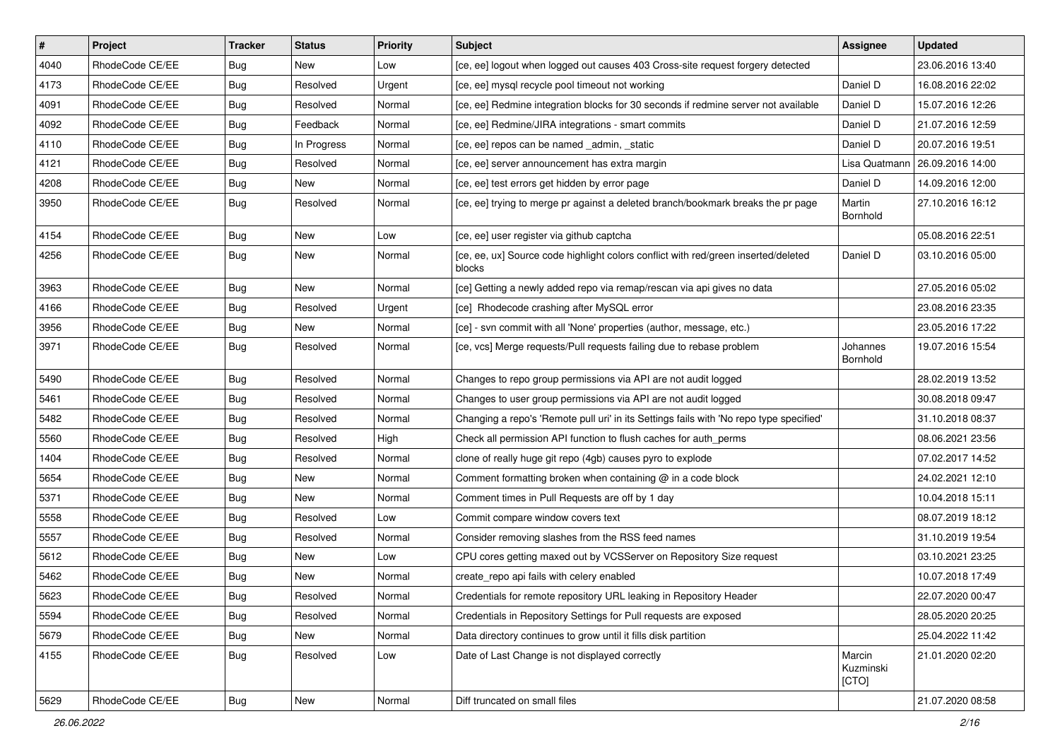| # | Project | Tracker | Status | Priority | Subject | Assignee | Updated |
|---|---|---|---|---|---|---|---|
| 4040 | RhodeCode CE/EE | Bug | New | Low | [ce, ee] logout when logged out causes 403 Cross-site request forgery detected | | 23.06.2016 13:40 |
| 4173 | RhodeCode CE/EE | Bug | Resolved | Urgent | [ce, ee] mysql recycle pool timeout not working | Daniel D | 16.08.2016 22:02 |
| 4091 | RhodeCode CE/EE | Bug | Resolved | Normal | [ce, ee] Redmine integration blocks for 30 seconds if redmine server not available | Daniel D | 15.07.2016 12:26 |
| 4092 | RhodeCode CE/EE | Bug | Feedback | Normal | [ce, ee] Redmine/JIRA integrations - smart commits | Daniel D | 21.07.2016 12:59 |
| 4110 | RhodeCode CE/EE | Bug | In Progress | Normal | [ce, ee] repos can be named _admin, _static | Daniel D | 20.07.2016 19:51 |
| 4121 | RhodeCode CE/EE | Bug | Resolved | Normal | [ce, ee] server announcement has extra margin | Lisa Quatmann | 26.09.2016 14:00 |
| 4208 | RhodeCode CE/EE | Bug | New | Normal | [ce, ee] test errors get hidden by error page | Daniel D | 14.09.2016 12:00 |
| 3950 | RhodeCode CE/EE | Bug | Resolved | Normal | [ce, ee] trying to merge pr against a deleted branch/bookmark breaks the pr page | Martin Bornhold | 27.10.2016 16:12 |
| 4154 | RhodeCode CE/EE | Bug | New | Low | [ce, ee] user register via github captcha | | 05.08.2016 22:51 |
| 4256 | RhodeCode CE/EE | Bug | New | Normal | [ce, ee, ux] Source code highlight colors conflict with red/green inserted/deleted blocks | Daniel D | 03.10.2016 05:00 |
| 3963 | RhodeCode CE/EE | Bug | New | Normal | [ce] Getting a newly added repo via remap/rescan via api gives no data | | 27.05.2016 05:02 |
| 4166 | RhodeCode CE/EE | Bug | Resolved | Urgent | [ce] Rhodecode crashing after MySQL error | | 23.08.2016 23:35 |
| 3956 | RhodeCode CE/EE | Bug | New | Normal | [ce] - svn commit with all 'None' properties (author, message, etc.) | | 23.05.2016 17:22 |
| 3971 | RhodeCode CE/EE | Bug | Resolved | Normal | [ce, vcs] Merge requests/Pull requests failing due to rebase problem | Johannes Bornhold | 19.07.2016 15:54 |
| 5490 | RhodeCode CE/EE | Bug | Resolved | Normal | Changes to repo group permissions via API are not audit logged | | 28.02.2019 13:52 |
| 5461 | RhodeCode CE/EE | Bug | Resolved | Normal | Changes to user group permissions via API are not audit logged | | 30.08.2018 09:47 |
| 5482 | RhodeCode CE/EE | Bug | Resolved | Normal | Changing a repo's 'Remote pull uri' in its Settings fails with 'No repo type specified' | | 31.10.2018 08:37 |
| 5560 | RhodeCode CE/EE | Bug | Resolved | High | Check all permission API function to flush caches for auth_perms | | 08.06.2021 23:56 |
| 1404 | RhodeCode CE/EE | Bug | Resolved | Normal | clone of really huge git repo (4gb) causes pyro to explode | | 07.02.2017 14:52 |
| 5654 | RhodeCode CE/EE | Bug | New | Normal | Comment formatting broken when containing @ in a code block | | 24.02.2021 12:10 |
| 5371 | RhodeCode CE/EE | Bug | New | Normal | Comment times in Pull Requests are off by 1 day | | 10.04.2018 15:11 |
| 5558 | RhodeCode CE/EE | Bug | Resolved | Low | Commit compare window covers text | | 08.07.2019 18:12 |
| 5557 | RhodeCode CE/EE | Bug | Resolved | Normal | Consider removing slashes from the RSS feed names | | 31.10.2019 19:54 |
| 5612 | RhodeCode CE/EE | Bug | New | Low | CPU cores getting maxed out by VCSServer on Repository Size request | | 03.10.2021 23:25 |
| 5462 | RhodeCode CE/EE | Bug | New | Normal | create_repo api fails with celery enabled | | 10.07.2018 17:49 |
| 5623 | RhodeCode CE/EE | Bug | Resolved | Normal | Credentials for remote repository URL leaking in Repository Header | | 22.07.2020 00:47 |
| 5594 | RhodeCode CE/EE | Bug | Resolved | Normal | Credentials in Repository Settings for Pull requests are exposed | | 28.05.2020 20:25 |
| 5679 | RhodeCode CE/EE | Bug | New | Normal | Data directory continues to grow until it fills disk partition | | 25.04.2022 11:42 |
| 4155 | RhodeCode CE/EE | Bug | Resolved | Low | Date of Last Change is not displayed correctly | Marcin Kuzminski [CTO] | 21.01.2020 02:20 |
| 5629 | RhodeCode CE/EE | Bug | New | Normal | Diff truncated on small files | | 21.07.2020 08:58 |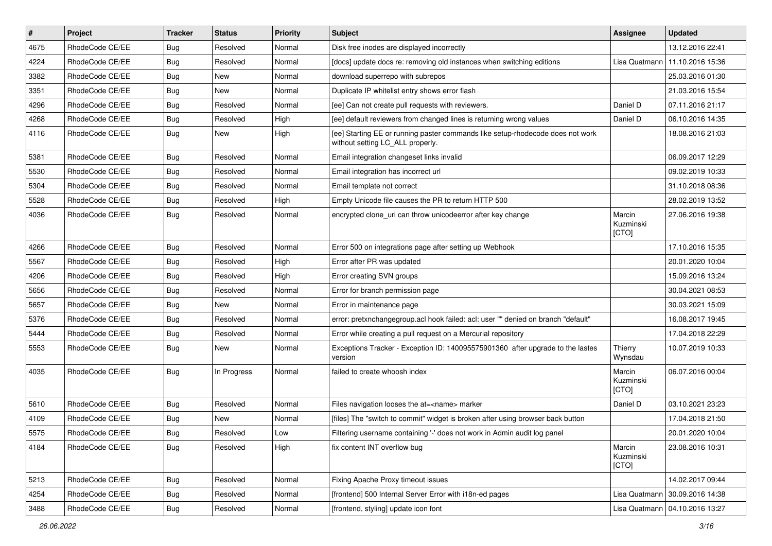| # | Project | Tracker | Status | Priority | Subject | Assignee | Updated |
|---|---|---|---|---|---|---|---|
| 4675 | RhodeCode CE/EE | Bug | Resolved | Normal | Disk free inodes are displayed incorrectly | | 13.12.2016 22:41 |
| 4224 | RhodeCode CE/EE | Bug | Resolved | Normal | [docs] update docs re: removing old instances when switching editions | Lisa Quatmann | 11.10.2016 15:36 |
| 3382 | RhodeCode CE/EE | Bug | New | Normal | download superrepo with subrepos | | 25.03.2016 01:30 |
| 3351 | RhodeCode CE/EE | Bug | New | Normal | Duplicate IP whitelist entry shows error flash | | 21.03.2016 15:54 |
| 4296 | RhodeCode CE/EE | Bug | Resolved | Normal | [ee] Can not create pull requests with reviewers. | Daniel D | 07.11.2016 21:17 |
| 4268 | RhodeCode CE/EE | Bug | Resolved | High | [ee] default reviewers from changed lines is returning wrong values | Daniel D | 06.10.2016 14:35 |
| 4116 | RhodeCode CE/EE | Bug | New | High | [ee] Starting EE or running paster commands like setup-rhodecode does not work without setting LC_ALL properly. | | 18.08.2016 21:03 |
| 5381 | RhodeCode CE/EE | Bug | Resolved | Normal | Email integration changeset links invalid | | 06.09.2017 12:29 |
| 5530 | RhodeCode CE/EE | Bug | Resolved | Normal | Email integration has incorrect url | | 09.02.2019 10:33 |
| 5304 | RhodeCode CE/EE | Bug | Resolved | Normal | Email template not correct | | 31.10.2018 08:36 |
| 5528 | RhodeCode CE/EE | Bug | Resolved | High | Empty Unicode file causes the PR to return HTTP 500 | | 28.02.2019 13:52 |
| 4036 | RhodeCode CE/EE | Bug | Resolved | Normal | encrypted clone_uri can throw unicodeerror after key change | Marcin Kuzminski [CTO] | 27.06.2016 19:38 |
| 4266 | RhodeCode CE/EE | Bug | Resolved | Normal | Error 500 on integrations page after setting up Webhook | | 17.10.2016 15:35 |
| 5567 | RhodeCode CE/EE | Bug | Resolved | High | Error after PR was updated | | 20.01.2020 10:04 |
| 4206 | RhodeCode CE/EE | Bug | Resolved | High | Error creating SVN groups | | 15.09.2016 13:24 |
| 5656 | RhodeCode CE/EE | Bug | Resolved | Normal | Error for branch permission page | | 30.04.2021 08:53 |
| 5657 | RhodeCode CE/EE | Bug | New | Normal | Error in maintenance page | | 30.03.2021 15:09 |
| 5376 | RhodeCode CE/EE | Bug | Resolved | Normal | error: pretxnchangegroup.acl hook failed: acl: user "" denied on branch "default" | | 16.08.2017 19:45 |
| 5444 | RhodeCode CE/EE | Bug | Resolved | Normal | Error while creating a pull request on a Mercurial repository | | 17.04.2018 22:29 |
| 5553 | RhodeCode CE/EE | Bug | New | Normal | Exceptions Tracker - Exception ID: 140095575901360 after upgrade to the lastes version | Thierry Wynsdau | 10.07.2019 10:33 |
| 4035 | RhodeCode CE/EE | Bug | In Progress | Normal | failed to create whoosh index | Marcin Kuzminski [CTO] | 06.07.2016 00:04 |
| 5610 | RhodeCode CE/EE | Bug | Resolved | Normal | Files navigation looses the at=<name> marker | Daniel D | 03.10.2021 23:23 |
| 4109 | RhodeCode CE/EE | Bug | New | Normal | [files] The "switch to commit" widget is broken after using browser back button | | 17.04.2018 21:50 |
| 5575 | RhodeCode CE/EE | Bug | Resolved | Low | Filtering username containing '-' does not work in Admin audit log panel | | 20.01.2020 10:04 |
| 4184 | RhodeCode CE/EE | Bug | Resolved | High | fix content INT overflow bug | Marcin Kuzminski [CTO] | 23.08.2016 10:31 |
| 5213 | RhodeCode CE/EE | Bug | Resolved | Normal | Fixing Apache Proxy timeout issues | | 14.02.2017 09:44 |
| 4254 | RhodeCode CE/EE | Bug | Resolved | Normal | [frontend] 500 Internal Server Error with i18n-ed pages | Lisa Quatmann | 30.09.2016 14:38 |
| 3488 | RhodeCode CE/EE | Bug | Resolved | Normal | [frontend, styling] update icon font | Lisa Quatmann | 04.10.2016 13:27 |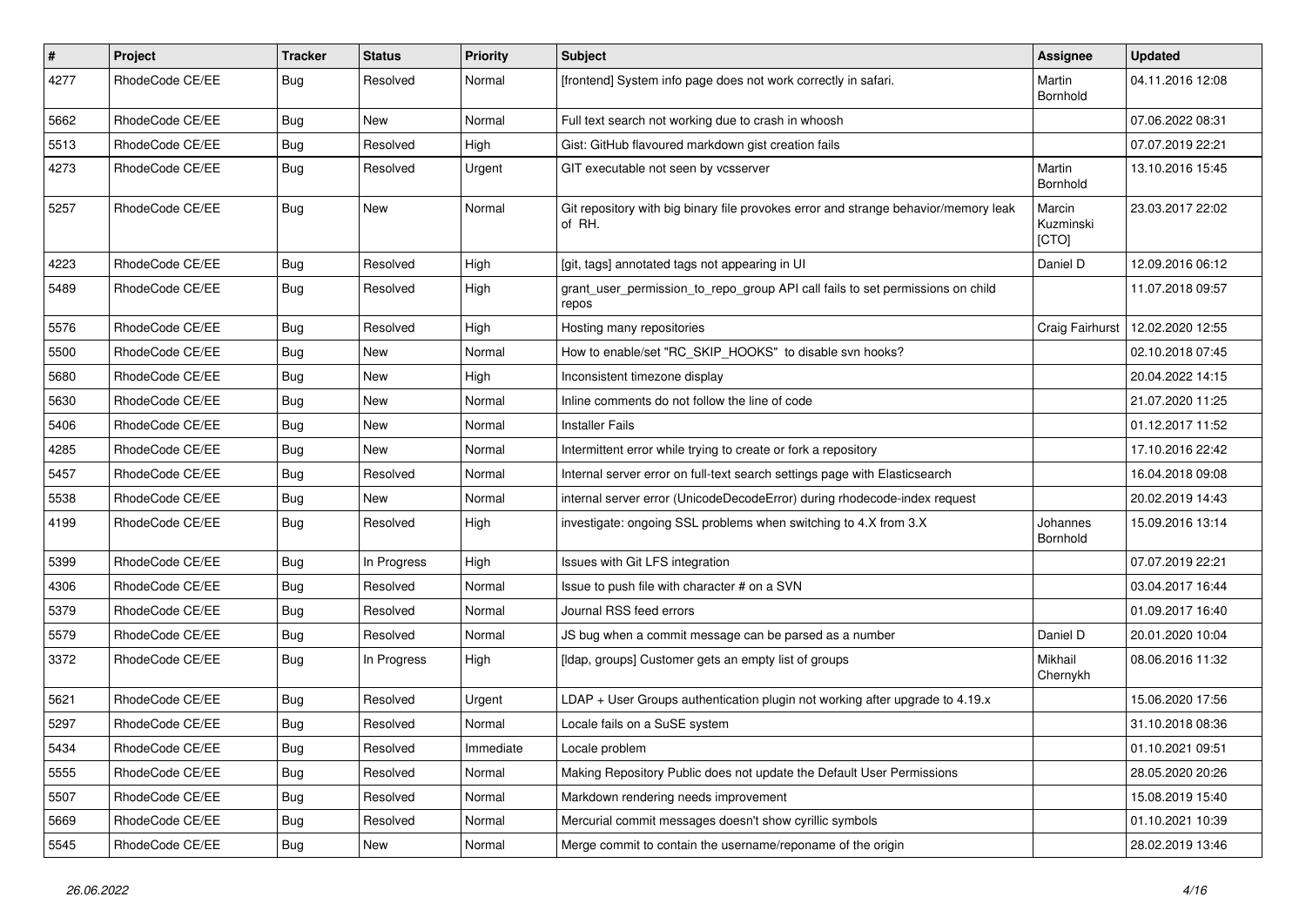| # | Project | Tracker | Status | Priority | Subject | Assignee | Updated |
|---|---|---|---|---|---|---|---|
| 4277 | RhodeCode CE/EE | Bug | Resolved | Normal | [frontend] System info page does not work correctly in safari. | Martin Bornhold | 04.11.2016 12:08 |
| 5662 | RhodeCode CE/EE | Bug | New | Normal | Full text search not working due to crash in whoosh | | 07.06.2022 08:31 |
| 5513 | RhodeCode CE/EE | Bug | Resolved | High | Gist: GitHub flavoured markdown gist creation fails | | 07.07.2019 22:21 |
| 4273 | RhodeCode CE/EE | Bug | Resolved | Urgent | GIT executable not seen by vcsserver | Martin Bornhold | 13.10.2016 15:45 |
| 5257 | RhodeCode CE/EE | Bug | New | Normal | Git repository with big binary file provokes error and strange behavior/memory leak of RH. | Marcin Kuzminski [CTO] | 23.03.2017 22:02 |
| 4223 | RhodeCode CE/EE | Bug | Resolved | High | [git, tags] annotated tags not appearing in UI | Daniel D | 12.09.2016 06:12 |
| 5489 | RhodeCode CE/EE | Bug | Resolved | High | grant_user_permission_to_repo_group API call fails to set permissions on child repos | | 11.07.2018 09:57 |
| 5576 | RhodeCode CE/EE | Bug | Resolved | High | Hosting many repositories | Craig Fairhurst | 12.02.2020 12:55 |
| 5500 | RhodeCode CE/EE | Bug | New | Normal | How to enable/set "RC_SKIP_HOOKS" to disable svn hooks? | | 02.10.2018 07:45 |
| 5680 | RhodeCode CE/EE | Bug | New | High | Inconsistent timezone display | | 20.04.2022 14:15 |
| 5630 | RhodeCode CE/EE | Bug | New | Normal | Inline comments do not follow the line of code | | 21.07.2020 11:25 |
| 5406 | RhodeCode CE/EE | Bug | New | Normal | Installer Fails | | 01.12.2017 11:52 |
| 4285 | RhodeCode CE/EE | Bug | New | Normal | Intermittent error while trying to create or fork a repository | | 17.10.2016 22:42 |
| 5457 | RhodeCode CE/EE | Bug | Resolved | Normal | Internal server error on full-text search settings page with Elasticsearch | | 16.04.2018 09:08 |
| 5538 | RhodeCode CE/EE | Bug | New | Normal | internal server error (UnicodeDecodeError) during rhodecode-index request | | 20.02.2019 14:43 |
| 4199 | RhodeCode CE/EE | Bug | Resolved | High | investigate: ongoing SSL problems when switching to 4.X from 3.X | Johannes Bornhold | 15.09.2016 13:14 |
| 5399 | RhodeCode CE/EE | Bug | In Progress | High | Issues with Git LFS integration | | 07.07.2019 22:21 |
| 4306 | RhodeCode CE/EE | Bug | Resolved | Normal | Issue to push file with character # on a SVN | | 03.04.2017 16:44 |
| 5379 | RhodeCode CE/EE | Bug | Resolved | Normal | Journal RSS feed errors | | 01.09.2017 16:40 |
| 5579 | RhodeCode CE/EE | Bug | Resolved | Normal | JS bug when a commit message can be parsed as a number | Daniel D | 20.01.2020 10:04 |
| 3372 | RhodeCode CE/EE | Bug | In Progress | High | [ldap, groups] Customer gets an empty list of groups | Mikhail Chernykh | 08.06.2016 11:32 |
| 5621 | RhodeCode CE/EE | Bug | Resolved | Urgent | LDAP + User Groups authentication plugin not working after upgrade to 4.19.x | | 15.06.2020 17:56 |
| 5297 | RhodeCode CE/EE | Bug | Resolved | Normal | Locale fails on a SuSE system | | 31.10.2018 08:36 |
| 5434 | RhodeCode CE/EE | Bug | Resolved | Immediate | Locale problem | | 01.10.2021 09:51 |
| 5555 | RhodeCode CE/EE | Bug | Resolved | Normal | Making Repository Public does not update the Default User Permissions | | 28.05.2020 20:26 |
| 5507 | RhodeCode CE/EE | Bug | Resolved | Normal | Markdown rendering needs improvement | | 15.08.2019 15:40 |
| 5669 | RhodeCode CE/EE | Bug | Resolved | Normal | Mercurial commit messages doesn't show cyrillic symbols | | 01.10.2021 10:39 |
| 5545 | RhodeCode CE/EE | Bug | New | Normal | Merge commit to contain the username/reponame of the origin | | 28.02.2019 13:46 |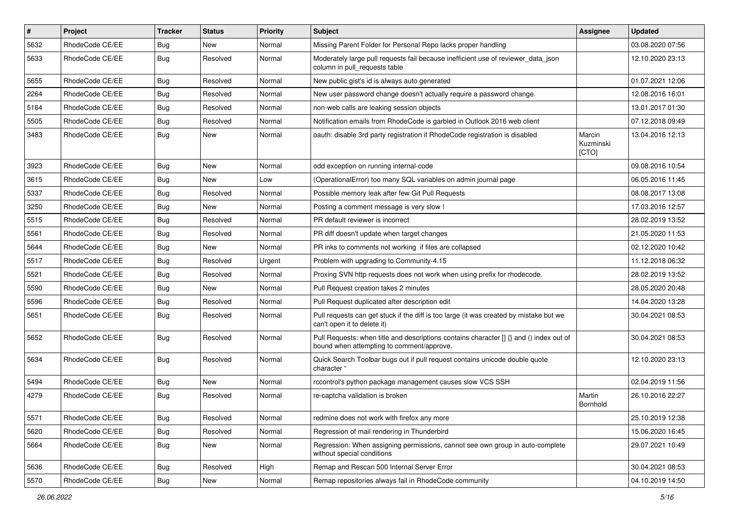| # | Project | Tracker | Status | Priority | Subject | Assignee | Updated |
| --- | --- | --- | --- | --- | --- | --- | --- |
| 5632 | RhodeCode CE/EE | Bug | New | Normal | Missing Parent Folder for Personal Repo lacks proper handling | | 03.08.2020 07:56 |
| 5633 | RhodeCode CE/EE | Bug | Resolved | Normal | Moderately large pull requests fail because inefficient use of reviewer_data_json column in pull_requests table | | 12.10.2020 23:13 |
| 5655 | RhodeCode CE/EE | Bug | Resolved | Normal | New public gist's id is always auto generated | | 01.07.2021 12:06 |
| 2264 | RhodeCode CE/EE | Bug | Resolved | Normal | New user password change doesn't actually require a password change. | | 12.08.2016 16:01 |
| 5164 | RhodeCode CE/EE | Bug | Resolved | Normal | non-web calls are leaking session objects | | 13.01.2017 01:30 |
| 5505 | RhodeCode CE/EE | Bug | Resolved | Normal | Notification emails from RhodeCode is garbled in Outlook 2016 web client | | 07.12.2018 09:49 |
| 3483 | RhodeCode CE/EE | Bug | New | Normal | oauth: disable 3rd party registration if RhodeCode registration is disabled | Marcin Kuzminski [CTO] | 13.04.2016 12:13 |
| 3923 | RhodeCode CE/EE | Bug | New | Normal | odd exception on running internal-code | | 09.08.2016 10:54 |
| 3615 | RhodeCode CE/EE | Bug | New | Low | (OperationalError) too many SQL variables on admin journal page | | 06.05.2016 11:45 |
| 5337 | RhodeCode CE/EE | Bug | Resolved | Normal | Possible memory leak after few Git Pull Requests | | 08.08.2017 13:08 |
| 3250 | RhodeCode CE/EE | Bug | New | Normal | Posting a comment message is very slow ! | | 17.03.2016 12:57 |
| 5515 | RhodeCode CE/EE | Bug | Resolved | Normal | PR default reviewer is incorrect | | 28.02.2019 13:52 |
| 5561 | RhodeCode CE/EE | Bug | Resolved | Normal | PR diff doesn't update when target changes | | 21.05.2020 11:53 |
| 5644 | RhodeCode CE/EE | Bug | New | Normal | PR inks to comments not working if files are collapsed | | 02.12.2020 10:42 |
| 5517 | RhodeCode CE/EE | Bug | Resolved | Urgent | Problem with upgrading to Community-4.15 | | 11.12.2018 06:32 |
| 5521 | RhodeCode CE/EE | Bug | Resolved | Normal | Proxing SVN http requests does not work when using prefix for rhodecode. | | 28.02.2019 13:52 |
| 5590 | RhodeCode CE/EE | Bug | New | Normal | Pull Request creation takes 2 minutes | | 28.05.2020 20:48 |
| 5596 | RhodeCode CE/EE | Bug | Resolved | Normal | Pull Request duplicated after description edit | | 14.04.2020 13:28 |
| 5651 | RhodeCode CE/EE | Bug | Resolved | Normal | Pull requests can get stuck if the diff is too large (it was created by mistake but we can't open it to delete it) | | 30.04.2021 08:53 |
| 5652 | RhodeCode CE/EE | Bug | Resolved | Normal | Pull Requests: when title and descriptions contains character [] {} and () index out of bound when attempting to comment/approve. | | 30.04.2021 08:53 |
| 5634 | RhodeCode CE/EE | Bug | Resolved | Normal | Quick Search Toolbar bugs out if pull request contains unicode double quote character " | | 12.10.2020 23:13 |
| 5494 | RhodeCode CE/EE | Bug | New | Normal | rccontrol's python package management causes slow VCS SSH | | 02.04.2019 11:56 |
| 4279 | RhodeCode CE/EE | Bug | Resolved | Normal | re-captcha validation is broken | Martin Bornhold | 26.10.2016 22:27 |
| 5571 | RhodeCode CE/EE | Bug | Resolved | Normal | redmine does not work with firefox any more | | 25.10.2019 12:38 |
| 5620 | RhodeCode CE/EE | Bug | Resolved | Normal | Regression of mail rendering in Thunderbird | | 15.06.2020 16:45 |
| 5664 | RhodeCode CE/EE | Bug | New | Normal | Regression: When assigning permissions, cannot see own group in auto-complete without special conditions | | 29.07.2021 10:49 |
| 5636 | RhodeCode CE/EE | Bug | Resolved | High | Remap and Rescan 500 Internal Server Error | | 30.04.2021 08:53 |
| 5570 | RhodeCode CE/EE | Bug | New | Normal | Remap repositories always fail in RhodeCode community | | 04.10.2019 14:50 |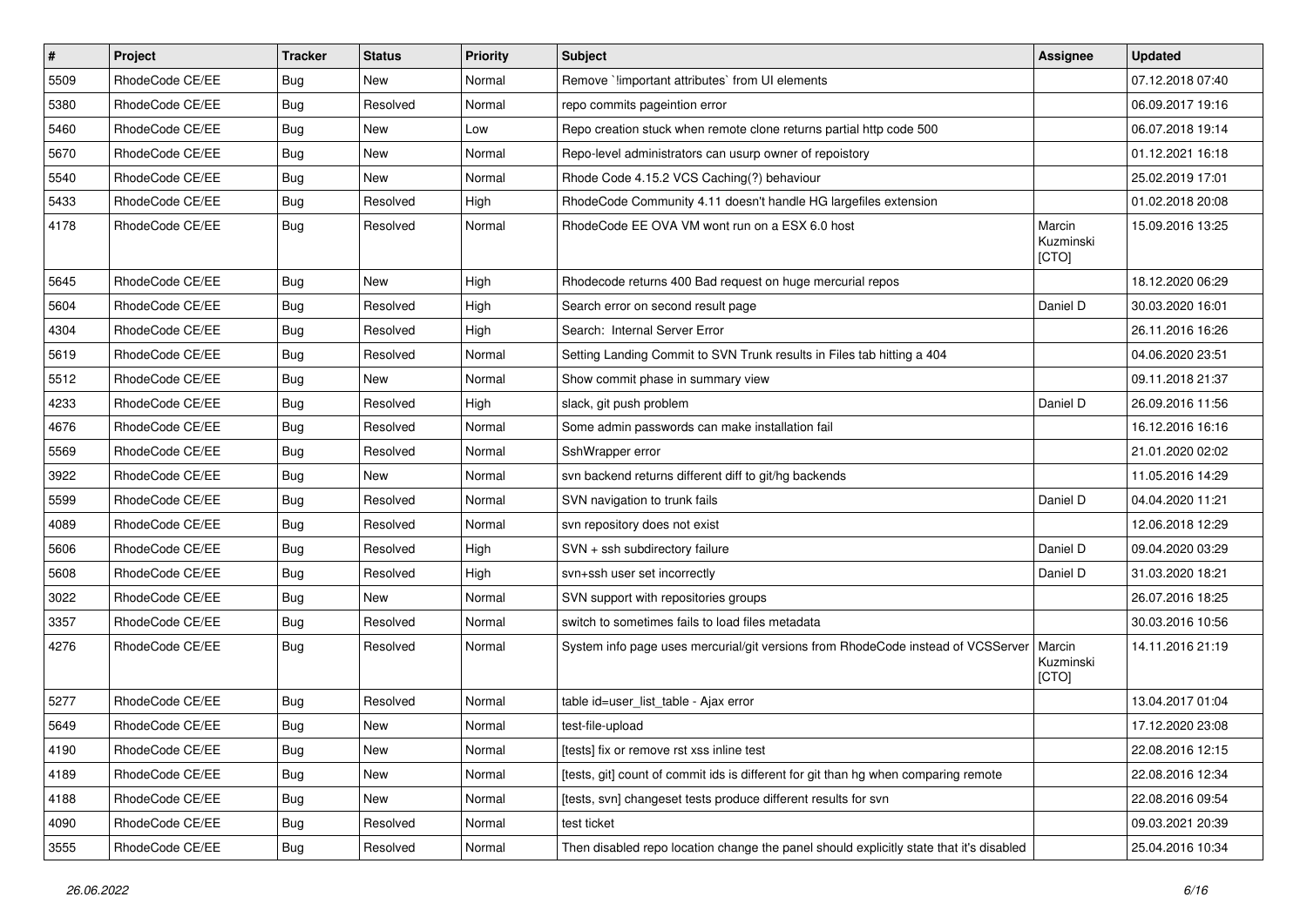| # | Project | Tracker | Status | Priority | Subject | Assignee | Updated |
|---|---|---|---|---|---|---|---|
| 5509 | RhodeCode CE/EE | Bug | New | Normal | Remove `!important attributes` from UI elements | | 07.12.2018 07:40 |
| 5380 | RhodeCode CE/EE | Bug | Resolved | Normal | repo commits pageintion error | | 06.09.2017 19:16 |
| 5460 | RhodeCode CE/EE | Bug | New | Low | Repo creation stuck when remote clone returns partial http code 500 | | 06.07.2018 19:14 |
| 5670 | RhodeCode CE/EE | Bug | New | Normal | Repo-level administrators can usurp owner of repoistory | | 01.12.2021 16:18 |
| 5540 | RhodeCode CE/EE | Bug | New | Normal | Rhode Code 4.15.2 VCS Caching(?) behaviour | | 25.02.2019 17:01 |
| 5433 | RhodeCode CE/EE | Bug | Resolved | High | RhodeCode Community 4.11 doesn't handle HG largefiles extension | | 01.02.2018 20:08 |
| 4178 | RhodeCode CE/EE | Bug | Resolved | Normal | RhodeCode EE OVA VM wont run on a ESX 6.0 host | Marcin Kuzminski [CTO] | 15.09.2016 13:25 |
| 5645 | RhodeCode CE/EE | Bug | New | High | Rhodecode returns 400 Bad request on huge mercurial repos | | 18.12.2020 06:29 |
| 5604 | RhodeCode CE/EE | Bug | Resolved | High | Search error on second result page | Daniel D | 30.03.2020 16:01 |
| 4304 | RhodeCode CE/EE | Bug | Resolved | High | Search: Internal Server Error | | 26.11.2016 16:26 |
| 5619 | RhodeCode CE/EE | Bug | Resolved | Normal | Setting Landing Commit to SVN Trunk results in Files tab hitting a 404 | | 04.06.2020 23:51 |
| 5512 | RhodeCode CE/EE | Bug | New | Normal | Show commit phase in summary view | | 09.11.2018 21:37 |
| 4233 | RhodeCode CE/EE | Bug | Resolved | High | slack, git push problem | Daniel D | 26.09.2016 11:56 |
| 4676 | RhodeCode CE/EE | Bug | Resolved | Normal | Some admin passwords can make installation fail | | 16.12.2016 16:16 |
| 5569 | RhodeCode CE/EE | Bug | Resolved | Normal | SshWrapper error | | 21.01.2020 02:02 |
| 3922 | RhodeCode CE/EE | Bug | New | Normal | svn backend returns different diff to git/hg backends | | 11.05.2016 14:29 |
| 5599 | RhodeCode CE/EE | Bug | Resolved | Normal | SVN navigation to trunk fails | Daniel D | 04.04.2020 11:21 |
| 4089 | RhodeCode CE/EE | Bug | Resolved | Normal | svn repository does not exist | | 12.06.2018 12:29 |
| 5606 | RhodeCode CE/EE | Bug | Resolved | High | SVN + ssh subdirectory failure | Daniel D | 09.04.2020 03:29 |
| 5608 | RhodeCode CE/EE | Bug | Resolved | High | svn+ssh user set incorrectly | Daniel D | 31.03.2020 18:21 |
| 3022 | RhodeCode CE/EE | Bug | New | Normal | SVN support with repositories groups | | 26.07.2016 18:25 |
| 3357 | RhodeCode CE/EE | Bug | Resolved | Normal | switch to sometimes fails to load files metadata | | 30.03.2016 10:56 |
| 4276 | RhodeCode CE/EE | Bug | Resolved | Normal | System info page uses mercurial/git versions from RhodeCode instead of VCSServer | Marcin Kuzminski [CTO] | 14.11.2016 21:19 |
| 5277 | RhodeCode CE/EE | Bug | Resolved | Normal | table id=user_list_table - Ajax error | | 13.04.2017 01:04 |
| 5649 | RhodeCode CE/EE | Bug | New | Normal | test-file-upload | | 17.12.2020 23:08 |
| 4190 | RhodeCode CE/EE | Bug | New | Normal | [tests] fix or remove rst xss inline test | | 22.08.2016 12:15 |
| 4189 | RhodeCode CE/EE | Bug | New | Normal | [tests, git] count of commit ids is different for git than hg when comparing remote | | 22.08.2016 12:34 |
| 4188 | RhodeCode CE/EE | Bug | New | Normal | [tests, svn] changeset tests produce different results for svn | | 22.08.2016 09:54 |
| 4090 | RhodeCode CE/EE | Bug | Resolved | Normal | test ticket | | 09.03.2021 20:39 |
| 3555 | RhodeCode CE/EE | Bug | Resolved | Normal | Then disabled repo location change the panel should explicitly state that it's disabled | | 25.04.2016 10:34 |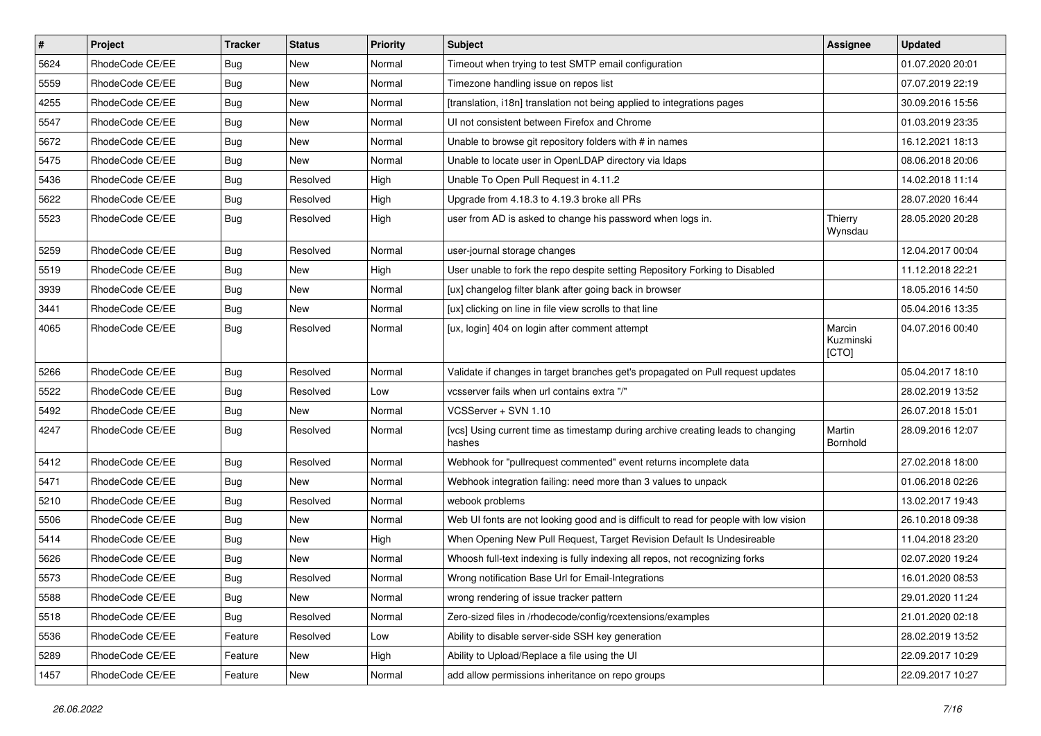| # | Project | Tracker | Status | Priority | Subject | Assignee | Updated |
|---|---|---|---|---|---|---|---|
| 5624 | RhodeCode CE/EE | Bug | New | Normal | Timeout when trying to test SMTP email configuration | | 01.07.2020 20:01 |
| 5559 | RhodeCode CE/EE | Bug | New | Normal | Timezone handling issue on repos list | | 07.07.2019 22:19 |
| 4255 | RhodeCode CE/EE | Bug | New | Normal | [translation, i18n] translation not being applied to integrations pages | | 30.09.2016 15:56 |
| 5547 | RhodeCode CE/EE | Bug | New | Normal | UI not consistent between Firefox and Chrome | | 01.03.2019 23:35 |
| 5672 | RhodeCode CE/EE | Bug | New | Normal | Unable to browse git repository folders with # in names | | 16.12.2021 18:13 |
| 5475 | RhodeCode CE/EE | Bug | New | Normal | Unable to locate user in OpenLDAP directory via ldaps | | 08.06.2018 20:06 |
| 5436 | RhodeCode CE/EE | Bug | Resolved | High | Unable To Open Pull Request in 4.11.2 | | 14.02.2018 11:14 |
| 5622 | RhodeCode CE/EE | Bug | Resolved | High | Upgrade from 4.18.3 to 4.19.3 broke all PRs | | 28.07.2020 16:44 |
| 5523 | RhodeCode CE/EE | Bug | Resolved | High | user from AD is asked to change his password when logs in. | Thierry Wynsdau | 28.05.2020 20:28 |
| 5259 | RhodeCode CE/EE | Bug | Resolved | Normal | user-journal storage changes | | 12.04.2017 00:04 |
| 5519 | RhodeCode CE/EE | Bug | New | High | User unable to fork the repo despite setting Repository Forking to Disabled | | 11.12.2018 22:21 |
| 3939 | RhodeCode CE/EE | Bug | New | Normal | [ux] changelog filter blank after going back in browser | | 18.05.2016 14:50 |
| 3441 | RhodeCode CE/EE | Bug | New | Normal | [ux] clicking on line in file view scrolls to that line | | 05.04.2016 13:35 |
| 4065 | RhodeCode CE/EE | Bug | Resolved | Normal | [ux, login] 404 on login after comment attempt | Marcin Kuzminski [CTO] | 04.07.2016 00:40 |
| 5266 | RhodeCode CE/EE | Bug | Resolved | Normal | Validate if changes in target branches get's propagated on Pull request updates | | 05.04.2017 18:10 |
| 5522 | RhodeCode CE/EE | Bug | Resolved | Low | vcsserver fails when url contains extra "/" | | 28.02.2019 13:52 |
| 5492 | RhodeCode CE/EE | Bug | New | Normal | VCSServer + SVN 1.10 | | 26.07.2018 15:01 |
| 4247 | RhodeCode CE/EE | Bug | Resolved | Normal | [vcs] Using current time as timestamp during archive creating leads to changing hashes | Martin Bornhold | 28.09.2016 12:07 |
| 5412 | RhodeCode CE/EE | Bug | Resolved | Normal | Webhook for "pullrequest commented" event returns incomplete data | | 27.02.2018 18:00 |
| 5471 | RhodeCode CE/EE | Bug | New | Normal | Webhook integration failing: need more than 3 values to unpack | | 01.06.2018 02:26 |
| 5210 | RhodeCode CE/EE | Bug | Resolved | Normal | webook problems | | 13.02.2017 19:43 |
| 5506 | RhodeCode CE/EE | Bug | New | Normal | Web UI fonts are not looking good and is difficult to read for people with low vision | | 26.10.2018 09:38 |
| 5414 | RhodeCode CE/EE | Bug | New | High | When Opening New Pull Request, Target Revision Default Is Undesireable | | 11.04.2018 23:20 |
| 5626 | RhodeCode CE/EE | Bug | New | Normal | Whoosh full-text indexing is fully indexing all repos, not recognizing forks | | 02.07.2020 19:24 |
| 5573 | RhodeCode CE/EE | Bug | Resolved | Normal | Wrong notification Base Url for Email-Integrations | | 16.01.2020 08:53 |
| 5588 | RhodeCode CE/EE | Bug | New | Normal | wrong rendering of issue tracker pattern | | 29.01.2020 11:24 |
| 5518 | RhodeCode CE/EE | Bug | Resolved | Normal | Zero-sized files in /rhodecode/config/rcextensions/examples | | 21.01.2020 02:18 |
| 5536 | RhodeCode CE/EE | Feature | Resolved | Low | Ability to disable server-side SSH key generation | | 28.02.2019 13:52 |
| 5289 | RhodeCode CE/EE | Feature | New | High | Ability to Upload/Replace a file using the UI | | 22.09.2017 10:29 |
| 1457 | RhodeCode CE/EE | Feature | New | Normal | add allow permissions inheritance on repo groups | | 22.09.2017 10:27 |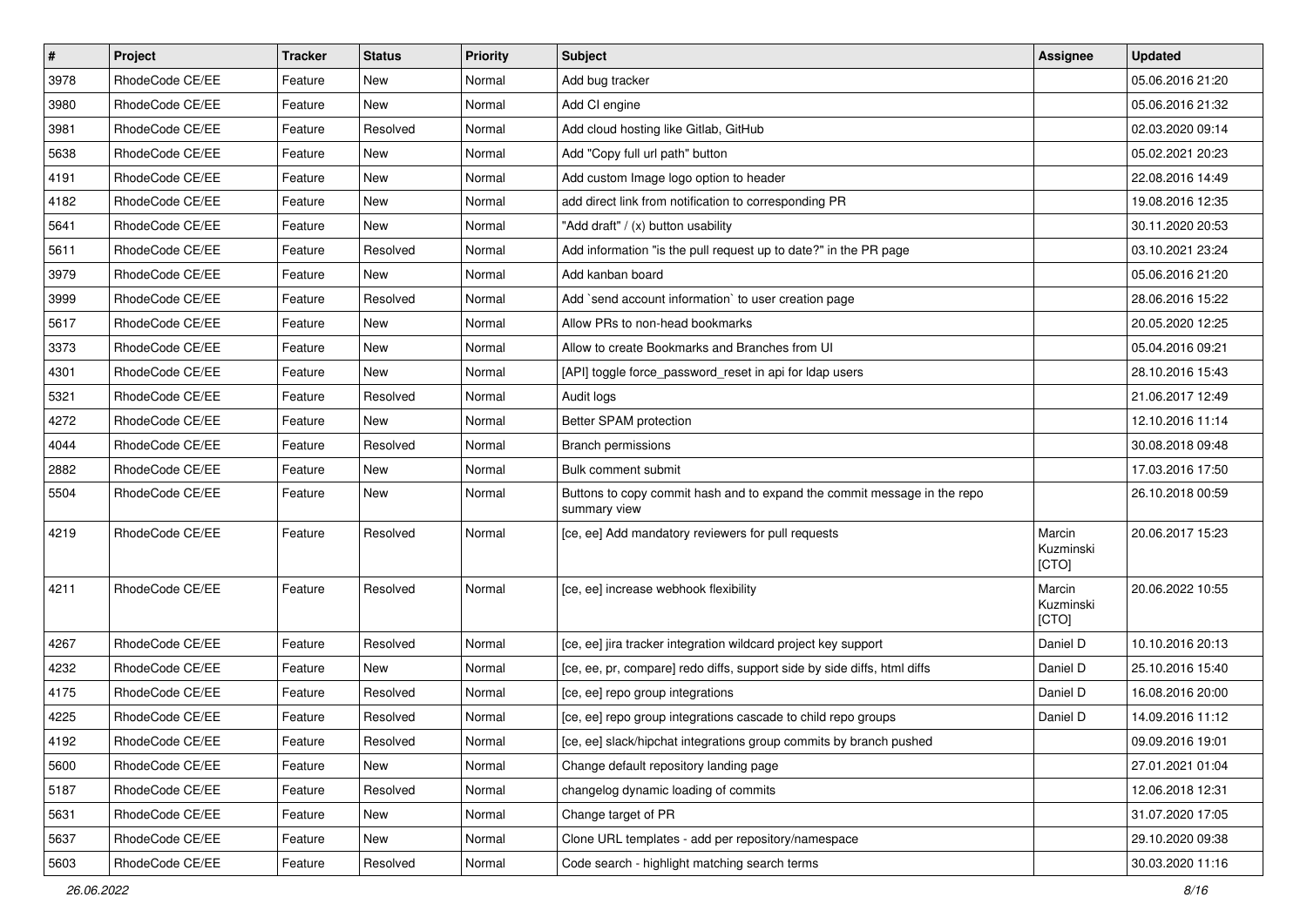| # | Project | Tracker | Status | Priority | Subject | Assignee | Updated |
|---|---|---|---|---|---|---|---|
| 3978 | RhodeCode CE/EE | Feature | New | Normal | Add bug tracker | | 05.06.2016 21:20 |
| 3980 | RhodeCode CE/EE | Feature | New | Normal | Add CI engine | | 05.06.2016 21:32 |
| 3981 | RhodeCode CE/EE | Feature | Resolved | Normal | Add cloud hosting like Gitlab, GitHub | | 02.03.2020 09:14 |
| 5638 | RhodeCode CE/EE | Feature | New | Normal | Add "Copy full url path" button | | 05.02.2021 20:23 |
| 4191 | RhodeCode CE/EE | Feature | New | Normal | Add custom Image logo option to header | | 22.08.2016 14:49 |
| 4182 | RhodeCode CE/EE | Feature | New | Normal | add direct link from notification to corresponding PR | | 19.08.2016 12:35 |
| 5641 | RhodeCode CE/EE | Feature | New | Normal | "Add draft" / (x) button usability | | 30.11.2020 20:53 |
| 5611 | RhodeCode CE/EE | Feature | Resolved | Normal | Add information "is the pull request up to date?" in the PR page | | 03.10.2021 23:24 |
| 3979 | RhodeCode CE/EE | Feature | New | Normal | Add kanban board | | 05.06.2016 21:20 |
| 3999 | RhodeCode CE/EE | Feature | Resolved | Normal | Add `send account information` to user creation page | | 28.06.2016 15:22 |
| 5617 | RhodeCode CE/EE | Feature | New | Normal | Allow PRs to non-head bookmarks | | 20.05.2020 12:25 |
| 3373 | RhodeCode CE/EE | Feature | New | Normal | Allow to create Bookmarks and Branches from UI | | 05.04.2016 09:21 |
| 4301 | RhodeCode CE/EE | Feature | New | Normal | [API] toggle force_password_reset in api for ldap users | | 28.10.2016 15:43 |
| 5321 | RhodeCode CE/EE | Feature | Resolved | Normal | Audit logs | | 21.06.2017 12:49 |
| 4272 | RhodeCode CE/EE | Feature | New | Normal | Better SPAM protection | | 12.10.2016 11:14 |
| 4044 | RhodeCode CE/EE | Feature | Resolved | Normal | Branch permissions | | 30.08.2018 09:48 |
| 2882 | RhodeCode CE/EE | Feature | New | Normal | Bulk comment submit | | 17.03.2016 17:50 |
| 5504 | RhodeCode CE/EE | Feature | New | Normal | Buttons to copy commit hash and to expand the commit message in the repo summary view | | 26.10.2018 00:59 |
| 4219 | RhodeCode CE/EE | Feature | Resolved | Normal | [ce, ee] Add mandatory reviewers for pull requests | Marcin Kuzminski [CTO] | 20.06.2017 15:23 |
| 4211 | RhodeCode CE/EE | Feature | Resolved | Normal | [ce, ee] increase webhook flexibility | Marcin Kuzminski [CTO] | 20.06.2022 10:55 |
| 4267 | RhodeCode CE/EE | Feature | Resolved | Normal | [ce, ee] jira tracker integration wildcard project key support | Daniel D | 10.10.2016 20:13 |
| 4232 | RhodeCode CE/EE | Feature | New | Normal | [ce, ee, pr, compare] redo diffs, support side by side diffs, html diffs | Daniel D | 25.10.2016 15:40 |
| 4175 | RhodeCode CE/EE | Feature | Resolved | Normal | [ce, ee] repo group integrations | Daniel D | 16.08.2016 20:00 |
| 4225 | RhodeCode CE/EE | Feature | Resolved | Normal | [ce, ee] repo group integrations cascade to child repo groups | Daniel D | 14.09.2016 11:12 |
| 4192 | RhodeCode CE/EE | Feature | Resolved | Normal | [ce, ee] slack/hipchat integrations group commits by branch pushed | | 09.09.2016 19:01 |
| 5600 | RhodeCode CE/EE | Feature | New | Normal | Change default repository landing page | | 27.01.2021 01:04 |
| 5187 | RhodeCode CE/EE | Feature | Resolved | Normal | changelog dynamic loading of commits | | 12.06.2018 12:31 |
| 5631 | RhodeCode CE/EE | Feature | New | Normal | Change target of PR | | 31.07.2020 17:05 |
| 5637 | RhodeCode CE/EE | Feature | New | Normal | Clone URL templates - add per repository/namespace | | 29.10.2020 09:38 |
| 5603 | RhodeCode CE/EE | Feature | Resolved | Normal | Code search - highlight matching search terms | | 30.03.2020 11:16 |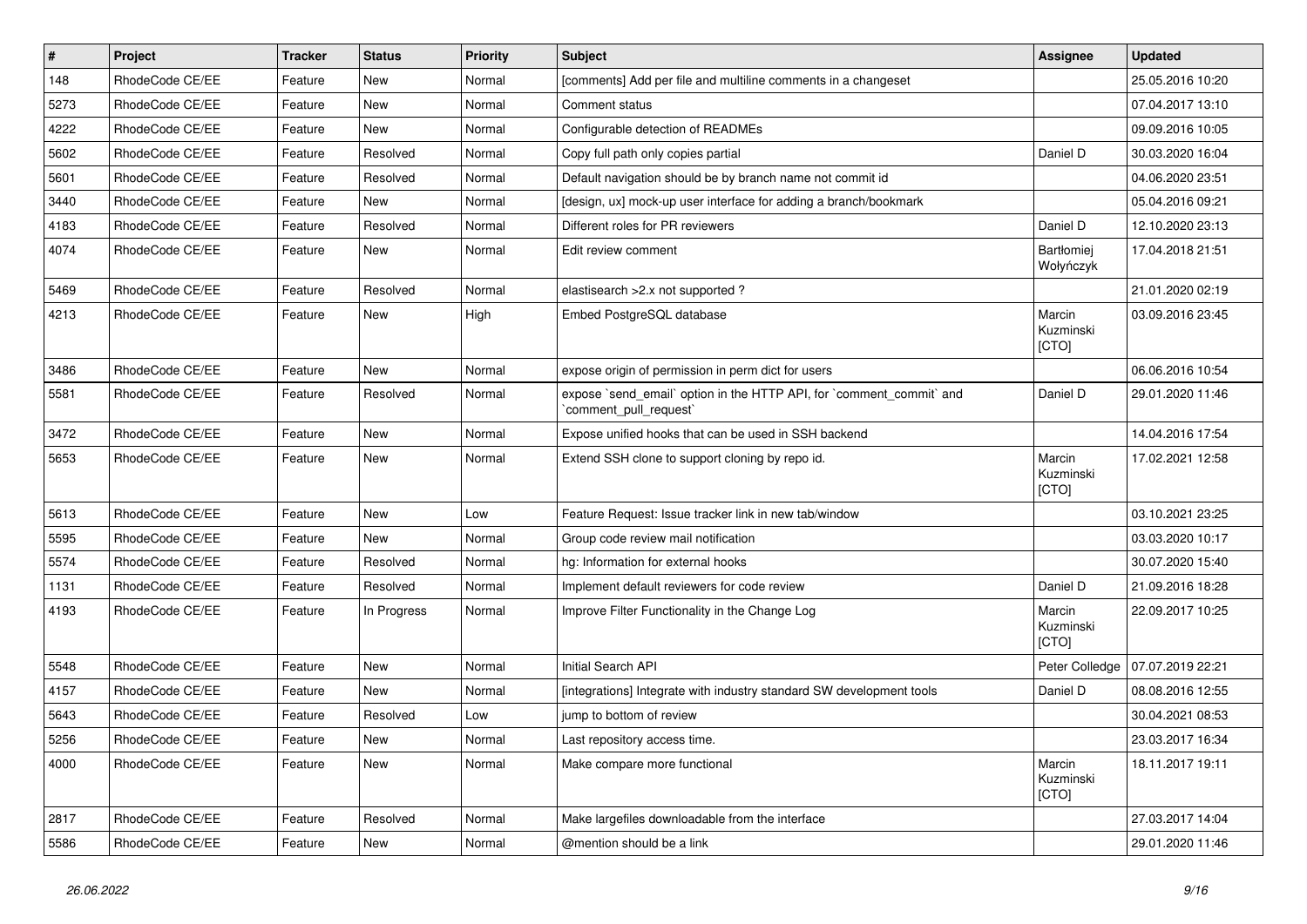| # | Project | Tracker | Status | Priority | Subject | Assignee | Updated |
|---|---|---|---|---|---|---|---|
| 148 | RhodeCode CE/EE | Feature | New | Normal | [comments] Add per file and multiline comments in a changeset | | 25.05.2016 10:20 |
| 5273 | RhodeCode CE/EE | Feature | New | Normal | Comment status | | 07.04.2017 13:10 |
| 4222 | RhodeCode CE/EE | Feature | New | Normal | Configurable detection of READMEs | | 09.09.2016 10:05 |
| 5602 | RhodeCode CE/EE | Feature | Resolved | Normal | Copy full path only copies partial | Daniel D | 30.03.2020 16:04 |
| 5601 | RhodeCode CE/EE | Feature | Resolved | Normal | Default navigation should be by branch name not commit id | | 04.06.2020 23:51 |
| 3440 | RhodeCode CE/EE | Feature | New | Normal | [design, ux] mock-up user interface for adding a branch/bookmark | | 05.04.2016 09:21 |
| 4183 | RhodeCode CE/EE | Feature | Resolved | Normal | Different roles for PR reviewers | Daniel D | 12.10.2020 23:13 |
| 4074 | RhodeCode CE/EE | Feature | New | Normal | Edit review comment | Bartłomiej Wołyńczyk | 17.04.2018 21:51 |
| 5469 | RhodeCode CE/EE | Feature | Resolved | Normal | elastisearch >2.x not supported ? | | 21.01.2020 02:19 |
| 4213 | RhodeCode CE/EE | Feature | New | High | Embed PostgreSQL database | Marcin Kuzminski [CTO] | 03.09.2016 23:45 |
| 3486 | RhodeCode CE/EE | Feature | New | Normal | expose origin of permission in perm dict for users | | 06.06.2016 10:54 |
| 5581 | RhodeCode CE/EE | Feature | Resolved | Normal | expose `send_email` option in the HTTP API, for `comment_commit` and `comment_pull_request` | Daniel D | 29.01.2020 11:46 |
| 3472 | RhodeCode CE/EE | Feature | New | Normal | Expose unified hooks that can be used in SSH backend | | 14.04.2016 17:54 |
| 5653 | RhodeCode CE/EE | Feature | New | Normal | Extend SSH clone to support cloning by repo id. | Marcin Kuzminski [CTO] | 17.02.2021 12:58 |
| 5613 | RhodeCode CE/EE | Feature | New | Low | Feature Request: Issue tracker link in new tab/window | | 03.10.2021 23:25 |
| 5595 | RhodeCode CE/EE | Feature | New | Normal | Group code review mail notification | | 03.03.2020 10:17 |
| 5574 | RhodeCode CE/EE | Feature | Resolved | Normal | hg: Information for external hooks | | 30.07.2020 15:40 |
| 1131 | RhodeCode CE/EE | Feature | Resolved | Normal | Implement default reviewers for code review | Daniel D | 21.09.2016 18:28 |
| 4193 | RhodeCode CE/EE | Feature | In Progress | Normal | Improve Filter Functionality in the Change Log | Marcin Kuzminski [CTO] | 22.09.2017 10:25 |
| 5548 | RhodeCode CE/EE | Feature | New | Normal | Initial Search API | Peter Colledge | 07.07.2019 22:21 |
| 4157 | RhodeCode CE/EE | Feature | New | Normal | [integrations] Integrate with industry standard SW development tools | Daniel D | 08.08.2016 12:55 |
| 5643 | RhodeCode CE/EE | Feature | Resolved | Low | jump to bottom of review | | 30.04.2021 08:53 |
| 5256 | RhodeCode CE/EE | Feature | New | Normal | Last repository access time. | | 23.03.2017 16:34 |
| 4000 | RhodeCode CE/EE | Feature | New | Normal | Make compare more functional | Marcin Kuzminski [CTO] | 18.11.2017 19:11 |
| 2817 | RhodeCode CE/EE | Feature | Resolved | Normal | Make largefiles downloadable from the interface | | 27.03.2017 14:04 |
| 5586 | RhodeCode CE/EE | Feature | New | Normal | @mention should be a link | | 29.01.2020 11:46 |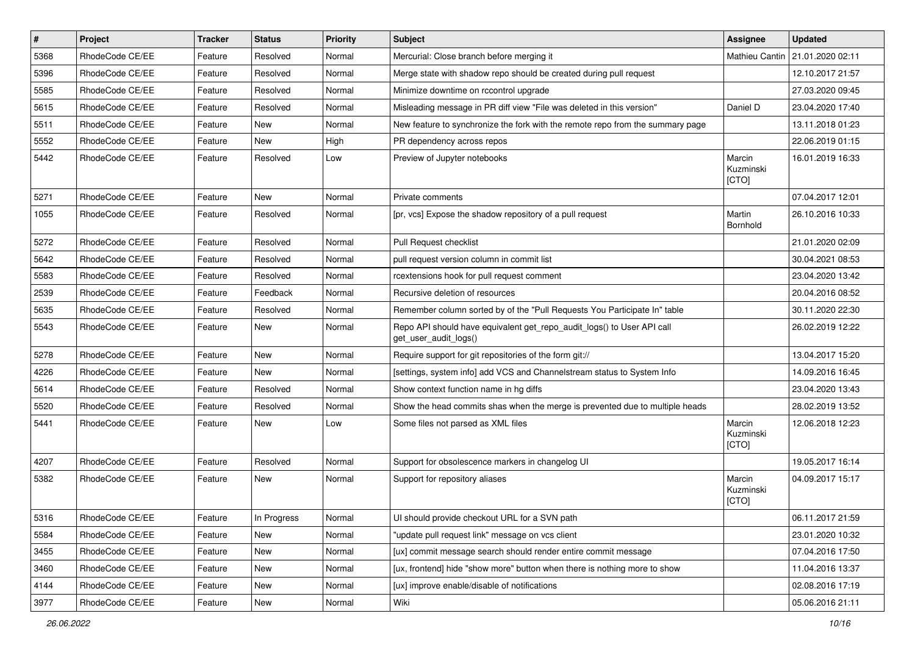| # | Project | Tracker | Status | Priority | Subject | Assignee | Updated |
|---|---|---|---|---|---|---|---|
| 5368 | RhodeCode CE/EE | Feature | Resolved | Normal | Mercurial: Close branch before merging it | Mathieu Cantin | 21.01.2020 02:11 |
| 5396 | RhodeCode CE/EE | Feature | Resolved | Normal | Merge state with shadow repo should be created during pull request | | 12.10.2017 21:57 |
| 5585 | RhodeCode CE/EE | Feature | Resolved | Normal | Minimize downtime on rccontrol upgrade | | 27.03.2020 09:45 |
| 5615 | RhodeCode CE/EE | Feature | Resolved | Normal | Misleading message in PR diff view "File was deleted in this version" | Daniel D | 23.04.2020 17:40 |
| 5511 | RhodeCode CE/EE | Feature | New | Normal | New feature to synchronize the fork with the remote repo from the summary page | | 13.11.2018 01:23 |
| 5552 | RhodeCode CE/EE | Feature | New | High | PR dependency across repos | | 22.06.2019 01:15 |
| 5442 | RhodeCode CE/EE | Feature | Resolved | Low | Preview of Jupyter notebooks | Marcin Kuzminski [CTO] | 16.01.2019 16:33 |
| 5271 | RhodeCode CE/EE | Feature | New | Normal | Private comments | | 07.04.2017 12:01 |
| 1055 | RhodeCode CE/EE | Feature | Resolved | Normal | [pr, vcs] Expose the shadow repository of a pull request | Martin Bornhold | 26.10.2016 10:33 |
| 5272 | RhodeCode CE/EE | Feature | Resolved | Normal | Pull Request checklist | | 21.01.2020 02:09 |
| 5642 | RhodeCode CE/EE | Feature | Resolved | Normal | pull request version column in commit list | | 30.04.2021 08:53 |
| 5583 | RhodeCode CE/EE | Feature | Resolved | Normal | rcextensions hook for pull request comment | | 23.04.2020 13:42 |
| 2539 | RhodeCode CE/EE | Feature | Feedback | Normal | Recursive deletion of resources | | 20.04.2016 08:52 |
| 5635 | RhodeCode CE/EE | Feature | Resolved | Normal | Remember column sorted by of the "Pull Requests You Participate In" table | | 30.11.2020 22:30 |
| 5543 | RhodeCode CE/EE | Feature | New | Normal | Repo API should have equivalent get_repo_audit_logs() to User API call get_user_audit_logs() | | 26.02.2019 12:22 |
| 5278 | RhodeCode CE/EE | Feature | New | Normal | Require support for git repositories of the form git:// | | 13.04.2017 15:20 |
| 4226 | RhodeCode CE/EE | Feature | New | Normal | [settings, system info] add VCS and Channelstream status to System Info | | 14.09.2016 16:45 |
| 5614 | RhodeCode CE/EE | Feature | Resolved | Normal | Show context function name in hg diffs | | 23.04.2020 13:43 |
| 5520 | RhodeCode CE/EE | Feature | Resolved | Normal | Show the head commits shas when the merge is prevented due to multiple heads | | 28.02.2019 13:52 |
| 5441 | RhodeCode CE/EE | Feature | New | Low | Some files not parsed as XML files | Marcin Kuzminski [CTO] | 12.06.2018 12:23 |
| 4207 | RhodeCode CE/EE | Feature | Resolved | Normal | Support for obsolescence markers in changelog UI | | 19.05.2017 16:14 |
| 5382 | RhodeCode CE/EE | Feature | New | Normal | Support for repository aliases | Marcin Kuzminski [CTO] | 04.09.2017 15:17 |
| 5316 | RhodeCode CE/EE | Feature | In Progress | Normal | UI should provide checkout URL for a SVN path | | 06.11.2017 21:59 |
| 5584 | RhodeCode CE/EE | Feature | New | Normal | "update pull request link" message on vcs client | | 23.01.2020 10:32 |
| 3455 | RhodeCode CE/EE | Feature | New | Normal | [ux] commit message search should render entire commit message | | 07.04.2016 17:50 |
| 3460 | RhodeCode CE/EE | Feature | New | Normal | [ux, frontend] hide "show more" button when there is nothing more to show | | 11.04.2016 13:37 |
| 4144 | RhodeCode CE/EE | Feature | New | Normal | [ux] improve enable/disable of notifications | | 02.08.2016 17:19 |
| 3977 | RhodeCode CE/EE | Feature | New | Normal | Wiki | | 05.06.2016 21:11 |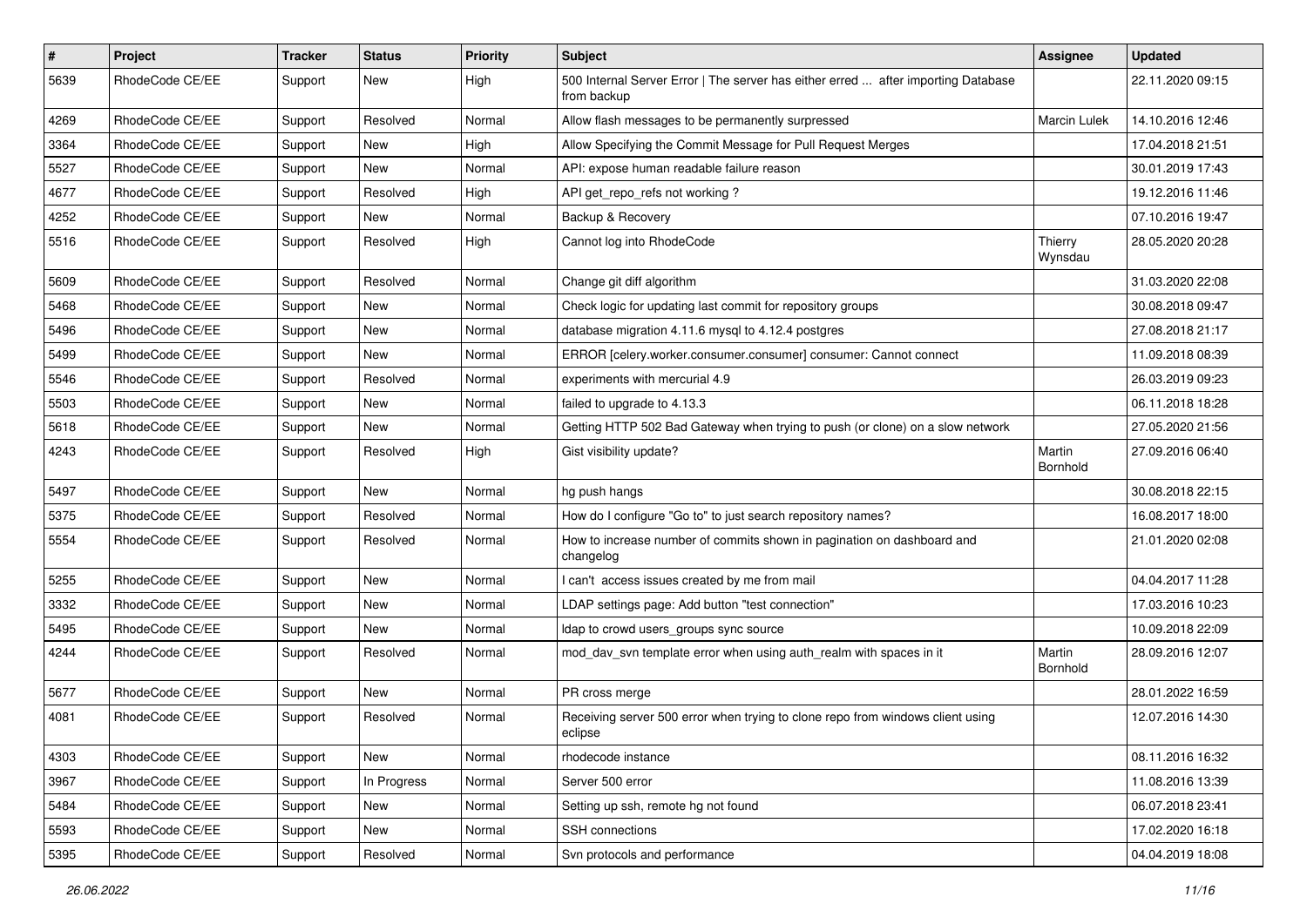| # | Project | Tracker | Status | Priority | Subject | Assignee | Updated |
|---|---|---|---|---|---|---|---|
| 5639 | RhodeCode CE/EE | Support | New | High | 500 Internal Server Error \| The server has either erred ... after importing Database from backup | | 22.11.2020 09:15 |
| 4269 | RhodeCode CE/EE | Support | Resolved | Normal | Allow flash messages to be permanently surpressed | Marcin Lulek | 14.10.2016 12:46 |
| 3364 | RhodeCode CE/EE | Support | New | High | Allow Specifying the Commit Message for Pull Request Merges | | 17.04.2018 21:51 |
| 5527 | RhodeCode CE/EE | Support | New | Normal | API: expose human readable failure reason | | 30.01.2019 17:43 |
| 4677 | RhodeCode CE/EE | Support | Resolved | High | API get_repo_refs not working ? | | 19.12.2016 11:46 |
| 4252 | RhodeCode CE/EE | Support | New | Normal | Backup & Recovery | | 07.10.2016 19:47 |
| 5516 | RhodeCode CE/EE | Support | Resolved | High | Cannot log into RhodeCode | Thierry Wynsdau | 28.05.2020 20:28 |
| 5609 | RhodeCode CE/EE | Support | Resolved | Normal | Change git diff algorithm | | 31.03.2020 22:08 |
| 5468 | RhodeCode CE/EE | Support | New | Normal | Check logic for updating last commit for repository groups | | 30.08.2018 09:47 |
| 5496 | RhodeCode CE/EE | Support | New | Normal | database migration 4.11.6 mysql to 4.12.4 postgres | | 27.08.2018 21:17 |
| 5499 | RhodeCode CE/EE | Support | New | Normal | ERROR [celery.worker.consumer.consumer] consumer: Cannot connect | | 11.09.2018 08:39 |
| 5546 | RhodeCode CE/EE | Support | Resolved | Normal | experiments with mercurial 4.9 | | 26.03.2019 09:23 |
| 5503 | RhodeCode CE/EE | Support | New | Normal | failed to upgrade to 4.13.3 | | 06.11.2018 18:28 |
| 5618 | RhodeCode CE/EE | Support | New | Normal | Getting HTTP 502 Bad Gateway when trying to push (or clone) on a slow network | | 27.05.2020 21:56 |
| 4243 | RhodeCode CE/EE | Support | Resolved | High | Gist visibility update? | Martin Bornhold | 27.09.2016 06:40 |
| 5497 | RhodeCode CE/EE | Support | New | Normal | hg push hangs | | 30.08.2018 22:15 |
| 5375 | RhodeCode CE/EE | Support | Resolved | Normal | How do I configure "Go to" to just search repository names? | | 16.08.2017 18:00 |
| 5554 | RhodeCode CE/EE | Support | Resolved | Normal | How to increase number of commits shown in pagination on dashboard and changelog | | 21.01.2020 02:08 |
| 5255 | RhodeCode CE/EE | Support | New | Normal | I can't access issues created by me from mail | | 04.04.2017 11:28 |
| 3332 | RhodeCode CE/EE | Support | New | Normal | LDAP settings page: Add button "test connection" | | 17.03.2016 10:23 |
| 5495 | RhodeCode CE/EE | Support | New | Normal | ldap to crowd users_groups sync source | | 10.09.2018 22:09 |
| 4244 | RhodeCode CE/EE | Support | Resolved | Normal | mod_dav_svn template error when using auth_realm with spaces in it | Martin Bornhold | 28.09.2016 12:07 |
| 5677 | RhodeCode CE/EE | Support | New | Normal | PR cross merge | | 28.01.2022 16:59 |
| 4081 | RhodeCode CE/EE | Support | Resolved | Normal | Receiving server 500 error when trying to clone repo from windows client using eclipse | | 12.07.2016 14:30 |
| 4303 | RhodeCode CE/EE | Support | New | Normal | rhodecode instance | | 08.11.2016 16:32 |
| 3967 | RhodeCode CE/EE | Support | In Progress | Normal | Server 500 error | | 11.08.2016 13:39 |
| 5484 | RhodeCode CE/EE | Support | New | Normal | Setting up ssh, remote hg not found | | 06.07.2018 23:41 |
| 5593 | RhodeCode CE/EE | Support | New | Normal | SSH connections | | 17.02.2020 16:18 |
| 5395 | RhodeCode CE/EE | Support | Resolved | Normal | Svn protocols and performance | | 04.04.2019 18:08 |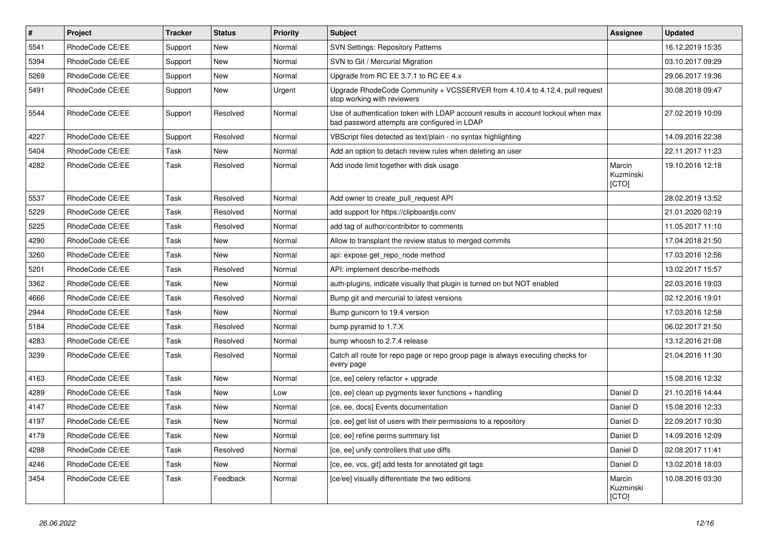| # | Project | Tracker | Status | Priority | Subject | Assignee | Updated |
|---|---|---|---|---|---|---|---|
| 5541 | RhodeCode CE/EE | Support | New | Normal | SVN Settings: Repository Patterns | | 16.12.2019 15:35 |
| 5394 | RhodeCode CE/EE | Support | New | Normal | SVN to Git / Mercurial Migration | | 03.10.2017 09:29 |
| 5269 | RhodeCode CE/EE | Support | New | Normal | Upgrade from RC EE 3.7.1 to RC EE 4.x | | 29.06.2017 19:36 |
| 5491 | RhodeCode CE/EE | Support | New | Urgent | Upgrade RhodeCode Community + VCSSERVER from 4.10.4 to 4.12.4, pull request stop working with reviewers | | 30.08.2018 09:47 |
| 5544 | RhodeCode CE/EE | Support | Resolved | Normal | Use of authentication token with LDAP account results in account lockout when max bad password attempts are configured in LDAP | | 27.02.2019 10:09 |
| 4227 | RhodeCode CE/EE | Support | Resolved | Normal | VBScript files detected as text/plain - no syntax highlighting | | 14.09.2016 22:38 |
| 5404 | RhodeCode CE/EE | Task | New | Normal | Add an option to detach review rules when deleting an user | | 22.11.2017 11:23 |
| 4282 | RhodeCode CE/EE | Task | Resolved | Normal | Add inode limit together with disk usage | Marcin Kuzminski [CTO] | 19.10.2016 12:18 |
| 5537 | RhodeCode CE/EE | Task | Resolved | Normal | Add owner to create_pull_request API | | 28.02.2019 13:52 |
| 5229 | RhodeCode CE/EE | Task | Resolved | Normal | add support for https://clipboardjs.com/ | | 21.01.2020 02:19 |
| 5225 | RhodeCode CE/EE | Task | Resolved | Normal | add tag of author/contribitor to comments | | 11.05.2017 11:10 |
| 4290 | RhodeCode CE/EE | Task | New | Normal | Allow to transplant the review status to merged commits | | 17.04.2018 21:50 |
| 3260 | RhodeCode CE/EE | Task | New | Normal | api: expose get_repo_node method | | 17.03.2016 12:56 |
| 5201 | RhodeCode CE/EE | Task | Resolved | Normal | API: implement describe-methods | | 13.02.2017 15:57 |
| 3362 | RhodeCode CE/EE | Task | New | Normal | auth-plugins, indicate visually that plugin is turned on but NOT enabled | | 22.03.2016 19:03 |
| 4666 | RhodeCode CE/EE | Task | Resolved | Normal | Bump git and mercurial to latest versions | | 02.12.2016 19:01 |
| 2944 | RhodeCode CE/EE | Task | New | Normal | Bump gunicorn to 19.4 version | | 17.03.2016 12:58 |
| 5184 | RhodeCode CE/EE | Task | Resolved | Normal | bump pyramid to 1.7.X | | 06.02.2017 21:50 |
| 4283 | RhodeCode CE/EE | Task | Resolved | Normal | bump whoosh to 2.7.4 release | | 13.12.2016 21:08 |
| 3239 | RhodeCode CE/EE | Task | Resolved | Normal | Catch all route for repo page or repo group page is always executing checks for every page | | 21.04.2016 11:30 |
| 4163 | RhodeCode CE/EE | Task | New | Normal | [ce, ee] celery refactor + upgrade | | 15.08.2016 12:32 |
| 4289 | RhodeCode CE/EE | Task | New | Low | [ce, ee] clean up pygments lexer functions + handling | Daniel D | 21.10.2016 14:44 |
| 4147 | RhodeCode CE/EE | Task | New | Normal | [ce, ee, docs] Events documentation | Daniel D | 15.08.2016 12:33 |
| 4197 | RhodeCode CE/EE | Task | New | Normal | [ce, ee] get list of users with their permissions to a repository | Daniel D | 22.09.2017 10:30 |
| 4179 | RhodeCode CE/EE | Task | New | Normal | [ce, ee] refine perms summary list | Daniel D | 14.09.2016 12:09 |
| 4288 | RhodeCode CE/EE | Task | Resolved | Normal | [ce, ee] unify controllers that use diffs | Daniel D | 02.08.2017 11:41 |
| 4246 | RhodeCode CE/EE | Task | New | Normal | [ce, ee, vcs, git] add tests for annotated git tags | Daniel D | 13.02.2018 18:03 |
| 3454 | RhodeCode CE/EE | Task | Feedback | Normal | [ce/ee] visually differentiate the two editions | Marcin Kuzminski [CTO] | 10.08.2016 03:30 |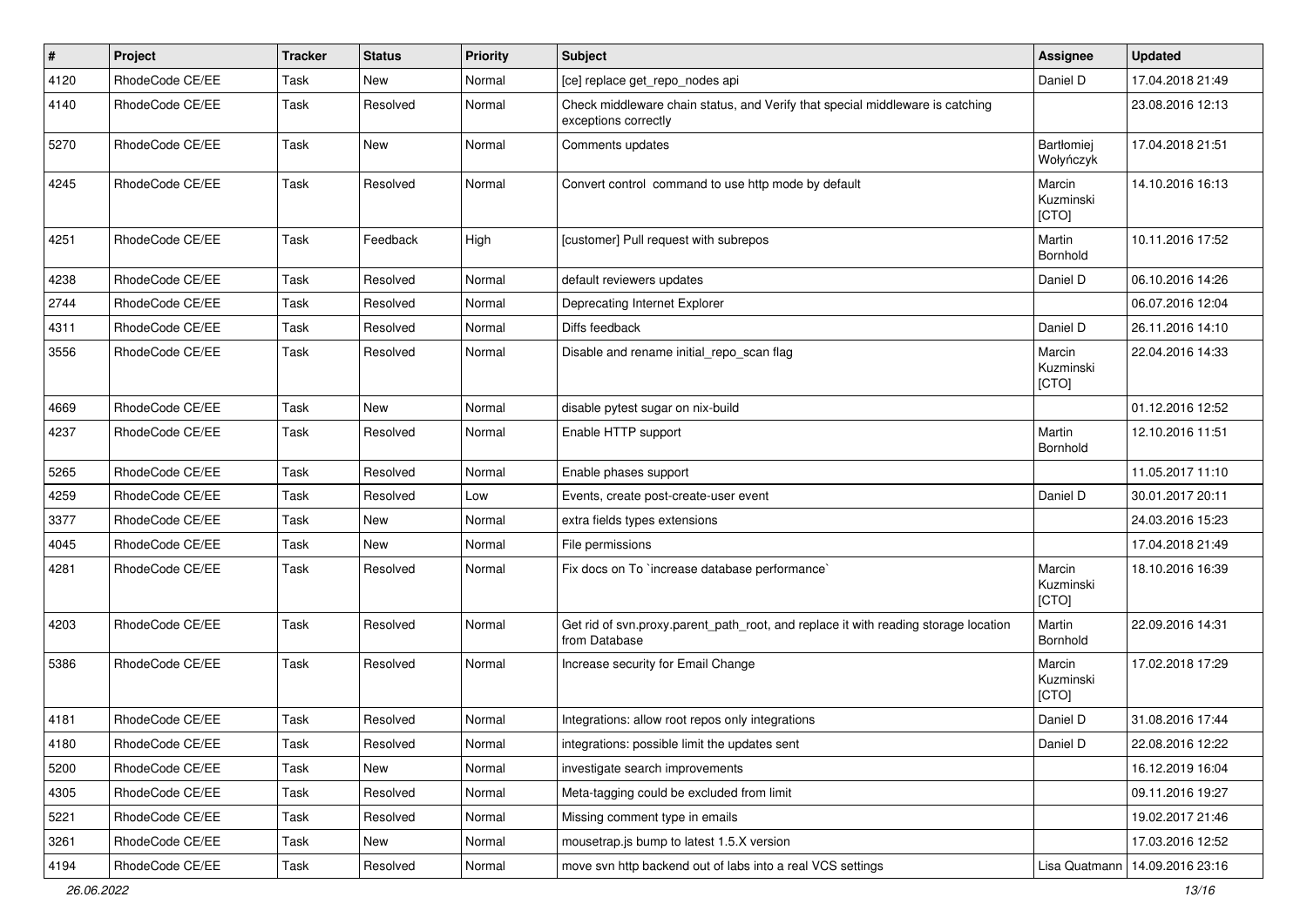| # | Project | Tracker | Status | Priority | Subject | Assignee | Updated |
|---|---|---|---|---|---|---|---|
| 4120 | RhodeCode CE/EE | Task | New | Normal | [ce] replace get_repo_nodes api | Daniel D | 17.04.2018 21:49 |
| 4140 | RhodeCode CE/EE | Task | Resolved | Normal | Check middleware chain status, and Verify that special middleware is catching exceptions correctly | | 23.08.2016 12:13 |
| 5270 | RhodeCode CE/EE | Task | New | Normal | Comments updates | Bartłomiej Wołyńczyk | 17.04.2018 21:51 |
| 4245 | RhodeCode CE/EE | Task | Resolved | Normal | Convert control command to use http mode by default | Marcin Kuzminski [CTO] | 14.10.2016 16:13 |
| 4251 | RhodeCode CE/EE | Task | Feedback | High | [customer] Pull request with subrepos | Martin Bornhold | 10.11.2016 17:52 |
| 4238 | RhodeCode CE/EE | Task | Resolved | Normal | default reviewers updates | Daniel D | 06.10.2016 14:26 |
| 2744 | RhodeCode CE/EE | Task | Resolved | Normal | Deprecating Internet Explorer | | 06.07.2016 12:04 |
| 4311 | RhodeCode CE/EE | Task | Resolved | Normal | Diffs feedback | Daniel D | 26.11.2016 14:10 |
| 3556 | RhodeCode CE/EE | Task | Resolved | Normal | Disable and rename initial_repo_scan flag | Marcin Kuzminski [CTO] | 22.04.2016 14:33 |
| 4669 | RhodeCode CE/EE | Task | New | Normal | disable pytest sugar on nix-build | | 01.12.2016 12:52 |
| 4237 | RhodeCode CE/EE | Task | Resolved | Normal | Enable HTTP support | Martin Bornhold | 12.10.2016 11:51 |
| 5265 | RhodeCode CE/EE | Task | Resolved | Normal | Enable phases support | | 11.05.2017 11:10 |
| 4259 | RhodeCode CE/EE | Task | Resolved | Low | Events, create post-create-user event | Daniel D | 30.01.2017 20:11 |
| 3377 | RhodeCode CE/EE | Task | New | Normal | extra fields types extensions | | 24.03.2016 15:23 |
| 4045 | RhodeCode CE/EE | Task | New | Normal | File permissions | | 17.04.2018 21:49 |
| 4281 | RhodeCode CE/EE | Task | Resolved | Normal | Fix docs on To `increase database performance` | Marcin Kuzminski [CTO] | 18.10.2016 16:39 |
| 4203 | RhodeCode CE/EE | Task | Resolved | Normal | Get rid of svn.proxy.parent_path_root, and replace it with reading storage location from Database | Martin Bornhold | 22.09.2016 14:31 |
| 5386 | RhodeCode CE/EE | Task | Resolved | Normal | Increase security for Email Change | Marcin Kuzminski [CTO] | 17.02.2018 17:29 |
| 4181 | RhodeCode CE/EE | Task | Resolved | Normal | Integrations: allow root repos only integrations | Daniel D | 31.08.2016 17:44 |
| 4180 | RhodeCode CE/EE | Task | Resolved | Normal | integrations: possible limit the updates sent | Daniel D | 22.08.2016 12:22 |
| 5200 | RhodeCode CE/EE | Task | New | Normal | investigate search improvements | | 16.12.2019 16:04 |
| 4305 | RhodeCode CE/EE | Task | Resolved | Normal | Meta-tagging could be excluded from limit | | 09.11.2016 19:27 |
| 5221 | RhodeCode CE/EE | Task | Resolved | Normal | Missing comment type in emails | | 19.02.2017 21:46 |
| 3261 | RhodeCode CE/EE | Task | New | Normal | mousetrap.js bump to latest 1.5.X version | | 17.03.2016 12:52 |
| 4194 | RhodeCode CE/EE | Task | Resolved | Normal | move svn http backend out of labs into a real VCS settings | Lisa Quatmann | 14.09.2016 23:16 |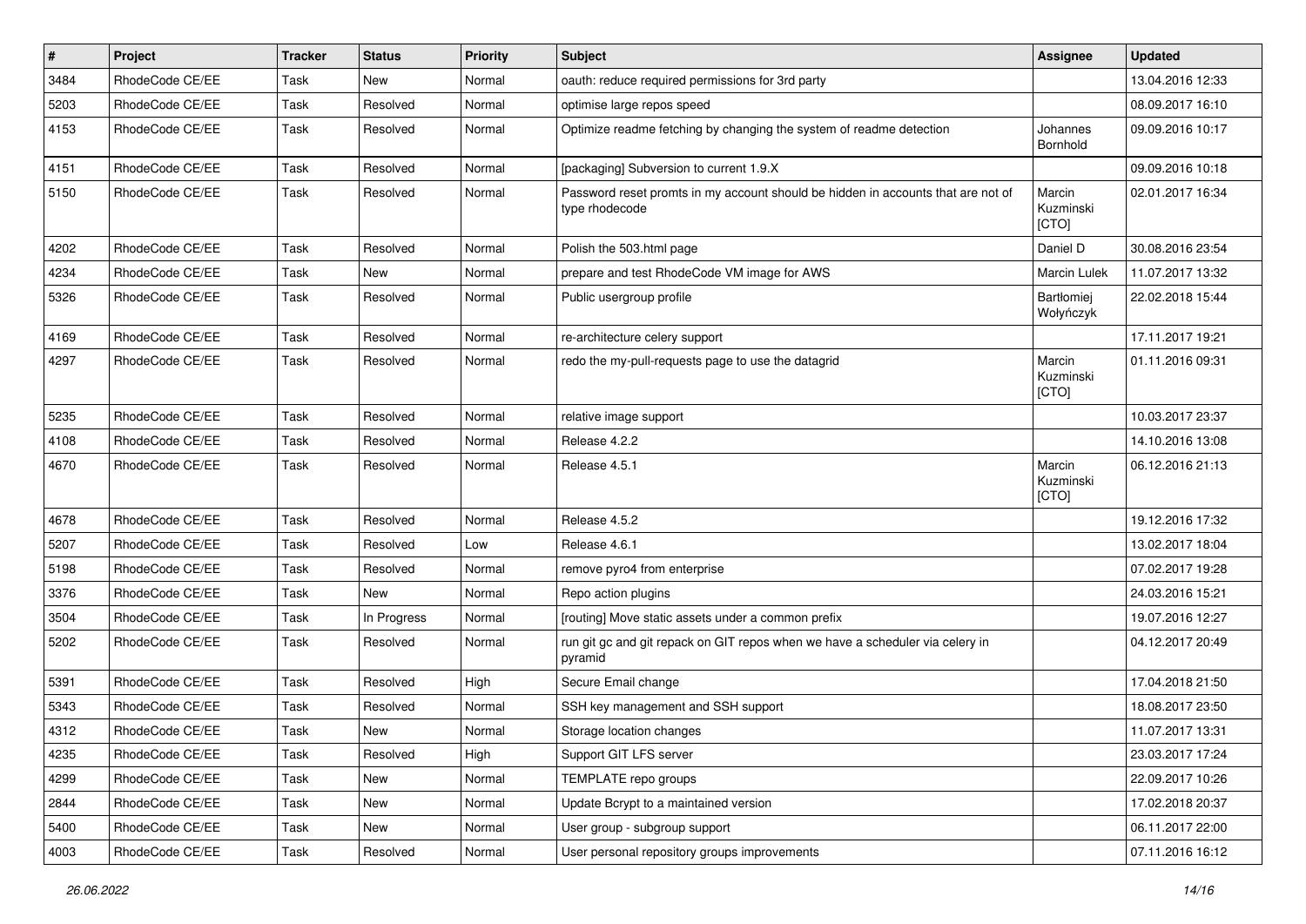| # | Project | Tracker | Status | Priority | Subject | Assignee | Updated |
|---|---|---|---|---|---|---|---|
| 3484 | RhodeCode CE/EE | Task | New | Normal | oauth: reduce required permissions for 3rd party | | 13.04.2016 12:33 |
| 5203 | RhodeCode CE/EE | Task | Resolved | Normal | optimise large repos speed | | 08.09.2017 16:10 |
| 4153 | RhodeCode CE/EE | Task | Resolved | Normal | Optimize readme fetching by changing the system of readme detection | Johannes Bornhold | 09.09.2016 10:17 |
| 4151 | RhodeCode CE/EE | Task | Resolved | Normal | [packaging] Subversion to current 1.9.X | | 09.09.2016 10:18 |
| 5150 | RhodeCode CE/EE | Task | Resolved | Normal | Password reset promts in my account should be hidden in accounts that are not of type rhodecode | Marcin Kuzminski [CTO] | 02.01.2017 16:34 |
| 4202 | RhodeCode CE/EE | Task | Resolved | Normal | Polish the 503.html page | Daniel D | 30.08.2016 23:54 |
| 4234 | RhodeCode CE/EE | Task | New | Normal | prepare and test RhodeCode VM image for AWS | Marcin Lulek | 11.07.2017 13:32 |
| 5326 | RhodeCode CE/EE | Task | Resolved | Normal | Public usergroup profile | Bartłomiej Wołyńczyk | 22.02.2018 15:44 |
| 4169 | RhodeCode CE/EE | Task | Resolved | Normal | re-architecture celery support | | 17.11.2017 19:21 |
| 4297 | RhodeCode CE/EE | Task | Resolved | Normal | redo the my-pull-requests page to use the datagrid | Marcin Kuzminski [CTO] | 01.11.2016 09:31 |
| 5235 | RhodeCode CE/EE | Task | Resolved | Normal | relative image support | | 10.03.2017 23:37 |
| 4108 | RhodeCode CE/EE | Task | Resolved | Normal | Release 4.2.2 | | 14.10.2016 13:08 |
| 4670 | RhodeCode CE/EE | Task | Resolved | Normal | Release 4.5.1 | Marcin Kuzminski [CTO] | 06.12.2016 21:13 |
| 4678 | RhodeCode CE/EE | Task | Resolved | Normal | Release 4.5.2 | | 19.12.2016 17:32 |
| 5207 | RhodeCode CE/EE | Task | Resolved | Low | Release 4.6.1 | | 13.02.2017 18:04 |
| 5198 | RhodeCode CE/EE | Task | Resolved | Normal | remove pyro4 from enterprise | | 07.02.2017 19:28 |
| 3376 | RhodeCode CE/EE | Task | New | Normal | Repo action plugins | | 24.03.2016 15:21 |
| 3504 | RhodeCode CE/EE | Task | In Progress | Normal | [routing] Move static assets under a common prefix | | 19.07.2016 12:27 |
| 5202 | RhodeCode CE/EE | Task | Resolved | Normal | run git gc and git repack on GIT repos when we have a scheduler via celery in pyramid | | 04.12.2017 20:49 |
| 5391 | RhodeCode CE/EE | Task | Resolved | High | Secure Email change | | 17.04.2018 21:50 |
| 5343 | RhodeCode CE/EE | Task | Resolved | Normal | SSH key management and SSH support | | 18.08.2017 23:50 |
| 4312 | RhodeCode CE/EE | Task | New | Normal | Storage location changes | | 11.07.2017 13:31 |
| 4235 | RhodeCode CE/EE | Task | Resolved | High | Support GIT LFS server | | 23.03.2017 17:24 |
| 4299 | RhodeCode CE/EE | Task | New | Normal | TEMPLATE repo groups | | 22.09.2017 10:26 |
| 2844 | RhodeCode CE/EE | Task | New | Normal | Update Bcrypt to a maintained version | | 17.02.2018 20:37 |
| 5400 | RhodeCode CE/EE | Task | New | Normal | User group - subgroup support | | 06.11.2017 22:00 |
| 4003 | RhodeCode CE/EE | Task | Resolved | Normal | User personal repository groups improvements | | 07.11.2016 16:12 |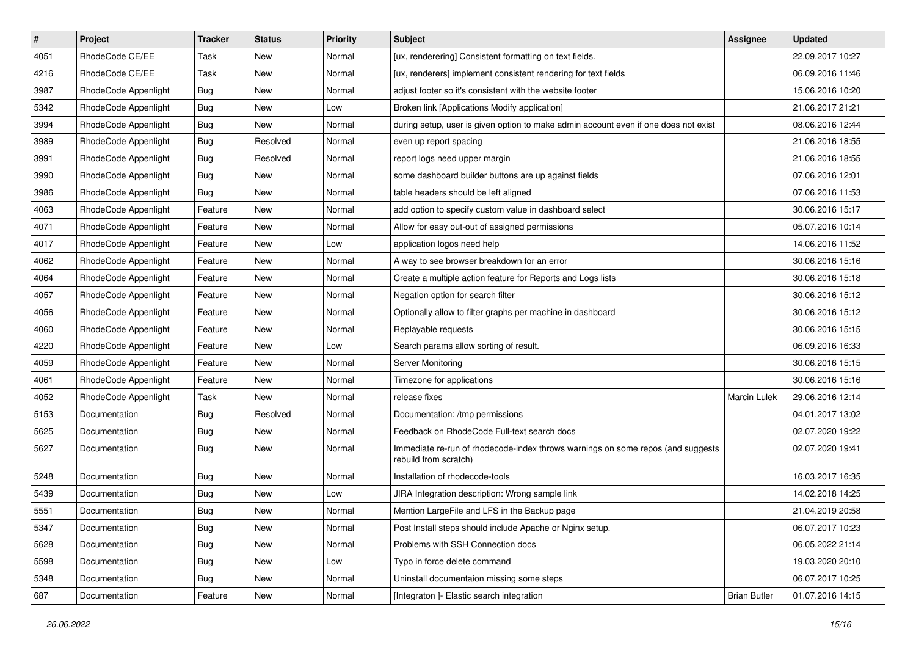| # | Project | Tracker | Status | Priority | Subject | Assignee | Updated |
| --- | --- | --- | --- | --- | --- | --- | --- |
| 4051 | RhodeCode CE/EE | Task | New | Normal | [ux, renderering] Consistent formatting on text fields. | | 22.09.2017 10:27 |
| 4216 | RhodeCode CE/EE | Task | New | Normal | [ux, renderers] implement consistent rendering for text fields | | 06.09.2016 11:46 |
| 3987 | RhodeCode Appenlight | Bug | New | Normal | adjust footer so it's consistent with the website footer | | 15.06.2016 10:20 |
| 5342 | RhodeCode Appenlight | Bug | New | Low | Broken link [Applications Modify application] | | 21.06.2017 21:21 |
| 3994 | RhodeCode Appenlight | Bug | New | Normal | during setup, user is given option to make admin account even if one does not exist | | 08.06.2016 12:44 |
| 3989 | RhodeCode Appenlight | Bug | Resolved | Normal | even up report spacing | | 21.06.2016 18:55 |
| 3991 | RhodeCode Appenlight | Bug | Resolved | Normal | report logs need upper margin | | 21.06.2016 18:55 |
| 3990 | RhodeCode Appenlight | Bug | New | Normal | some dashboard builder buttons are up against fields | | 07.06.2016 12:01 |
| 3986 | RhodeCode Appenlight | Bug | New | Normal | table headers should be left aligned | | 07.06.2016 11:53 |
| 4063 | RhodeCode Appenlight | Feature | New | Normal | add option to specify custom value in dashboard select | | 30.06.2016 15:17 |
| 4071 | RhodeCode Appenlight | Feature | New | Normal | Allow for easy out-out of assigned permissions | | 05.07.2016 10:14 |
| 4017 | RhodeCode Appenlight | Feature | New | Low | application logos need help | | 14.06.2016 11:52 |
| 4062 | RhodeCode Appenlight | Feature | New | Normal | A way to see browser breakdown for an error | | 30.06.2016 15:16 |
| 4064 | RhodeCode Appenlight | Feature | New | Normal | Create a multiple action feature for Reports and Logs lists | | 30.06.2016 15:18 |
| 4057 | RhodeCode Appenlight | Feature | New | Normal | Negation option for search filter | | 30.06.2016 15:12 |
| 4056 | RhodeCode Appenlight | Feature | New | Normal | Optionally allow to filter graphs per machine in dashboard | | 30.06.2016 15:12 |
| 4060 | RhodeCode Appenlight | Feature | New | Normal | Replayable requests | | 30.06.2016 15:15 |
| 4220 | RhodeCode Appenlight | Feature | New | Low | Search params allow sorting of result. | | 06.09.2016 16:33 |
| 4059 | RhodeCode Appenlight | Feature | New | Normal | Server Monitoring | | 30.06.2016 15:15 |
| 4061 | RhodeCode Appenlight | Feature | New | Normal | Timezone for applications | | 30.06.2016 15:16 |
| 4052 | RhodeCode Appenlight | Task | New | Normal | release fixes | Marcin Lulek | 29.06.2016 12:14 |
| 5153 | Documentation | Bug | Resolved | Normal | Documentation: /tmp permissions | | 04.01.2017 13:02 |
| 5625 | Documentation | Bug | New | Normal | Feedback on RhodeCode Full-text search docs | | 02.07.2020 19:22 |
| 5627 | Documentation | Bug | New | Normal | Immediate re-run of rhodecode-index throws warnings on some repos (and suggests rebuild from scratch) | | 02.07.2020 19:41 |
| 5248 | Documentation | Bug | New | Normal | Installation of rhodecode-tools | | 16.03.2017 16:35 |
| 5439 | Documentation | Bug | New | Low | JIRA Integration description: Wrong sample link | | 14.02.2018 14:25 |
| 5551 | Documentation | Bug | New | Normal | Mention LargeFile and LFS in the Backup page | | 21.04.2019 20:58 |
| 5347 | Documentation | Bug | New | Normal | Post Install steps should include Apache or Nginx setup. | | 06.07.2017 10:23 |
| 5628 | Documentation | Bug | New | Normal | Problems with SSH Connection docs | | 06.05.2022 21:14 |
| 5598 | Documentation | Bug | New | Low | Typo in force delete command | | 19.03.2020 20:10 |
| 5348 | Documentation | Bug | New | Normal | Uninstall documentaion missing some steps | | 06.07.2017 10:25 |
| 687 | Documentation | Feature | New | Normal | [Integraton ]- Elastic search integration | Brian Butler | 01.07.2016 14:15 |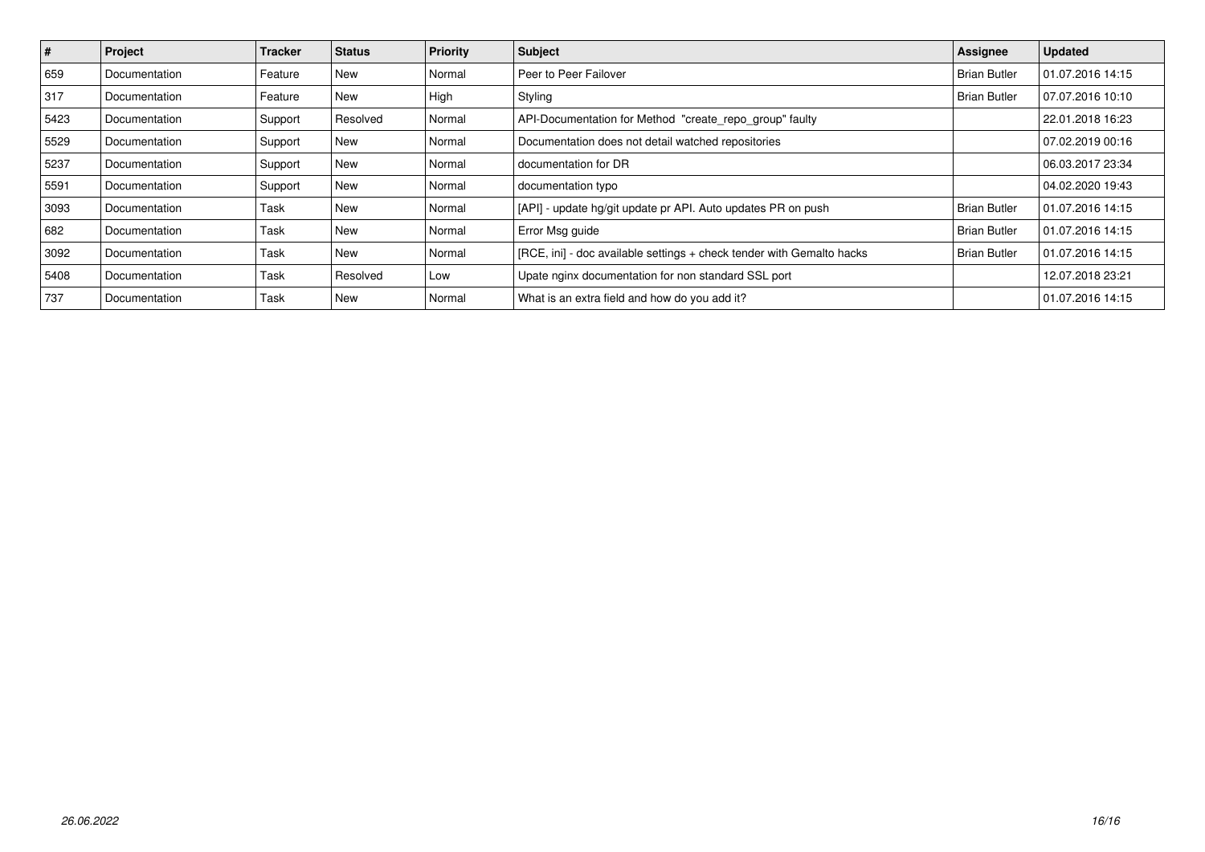| # | Project | Tracker | Status | Priority | Subject | Assignee | Updated |
|---|---|---|---|---|---|---|---|
| 659 | Documentation | Feature | New | Normal | Peer to Peer Failover | Brian Butler | 01.07.2016 14:15 |
| 317 | Documentation | Feature | New | High | Styling | Brian Butler | 07.07.2016 10:10 |
| 5423 | Documentation | Support | Resolved | Normal | API-Documentation for Method "create_repo_group" faulty | | 22.01.2018 16:23 |
| 5529 | Documentation | Support | New | Normal | Documentation does not detail watched repositories | | 07.02.2019 00:16 |
| 5237 | Documentation | Support | New | Normal | documentation for DR | | 06.03.2017 23:34 |
| 5591 | Documentation | Support | New | Normal | documentation typo | | 04.02.2020 19:43 |
| 3093 | Documentation | Task | New | Normal | [API] - update hg/git update pr API. Auto updates PR on push | Brian Butler | 01.07.2016 14:15 |
| 682 | Documentation | Task | New | Normal | Error Msg guide | Brian Butler | 01.07.2016 14:15 |
| 3092 | Documentation | Task | New | Normal | [RCE, ini] - doc available settings + check tender with Gemalto hacks | Brian Butler | 01.07.2016 14:15 |
| 5408 | Documentation | Task | Resolved | Low | Upate nginx documentation for non standard SSL port | | 12.07.2018 23:21 |
| 737 | Documentation | Task | New | Normal | What is an extra field and how do you add it? | | 01.07.2016 14:15 |

26.06.2022